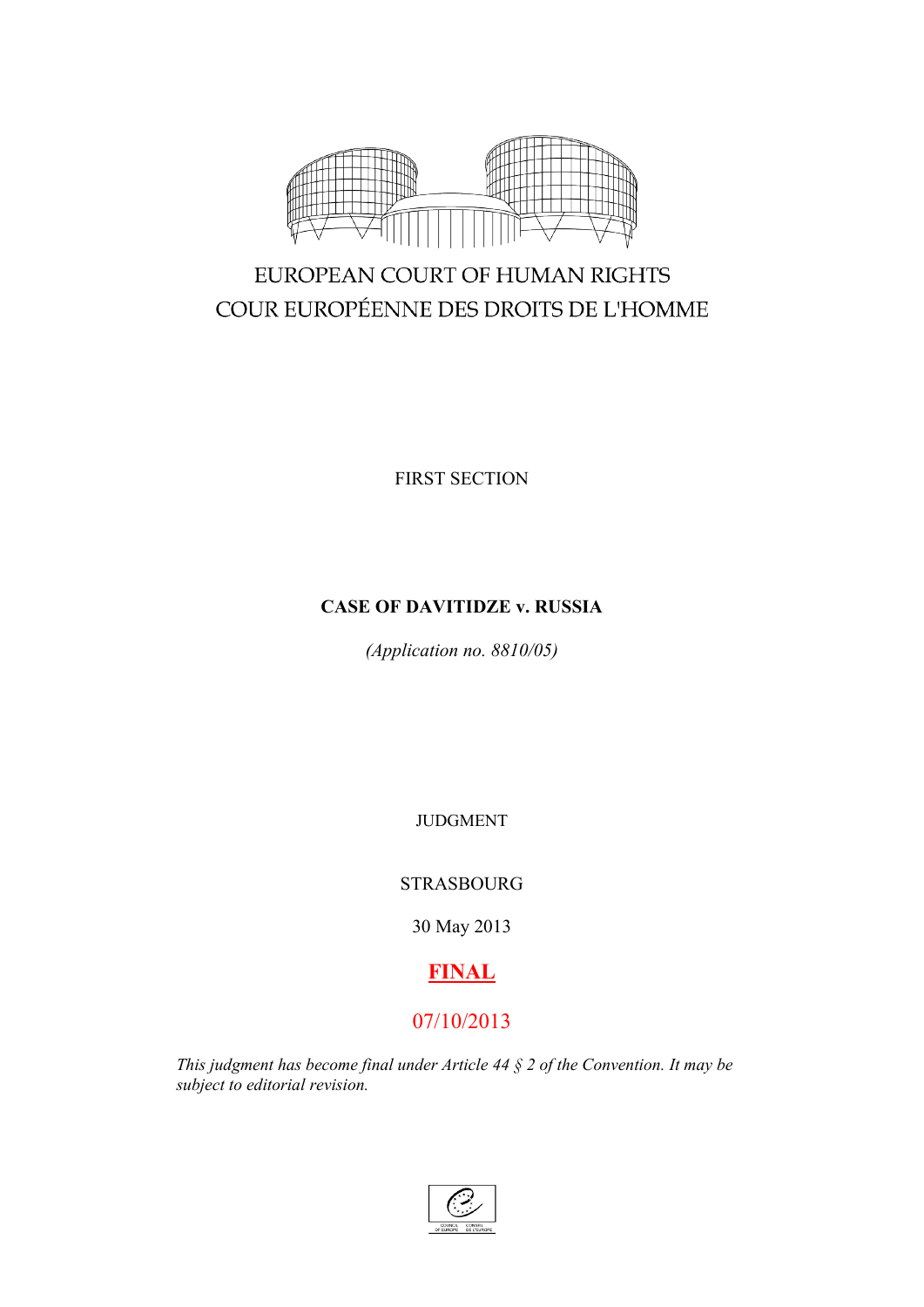EUROPEAN COURT OF HUMAN RIGHTS

COUR EUROPÉENNE DES DROITS DE L'HOMME

FIRST SECTION

**CASE OF DAVITIDZE v. RUSSIA**

*(Application no. 8810/05)*

JUDGMENT

STRASBOURG

30 May 2013

**FINAL**

07/10/2013

*This judgment has become final under Article 44 § 2 of the Convention. It may be subject to editorial revision.*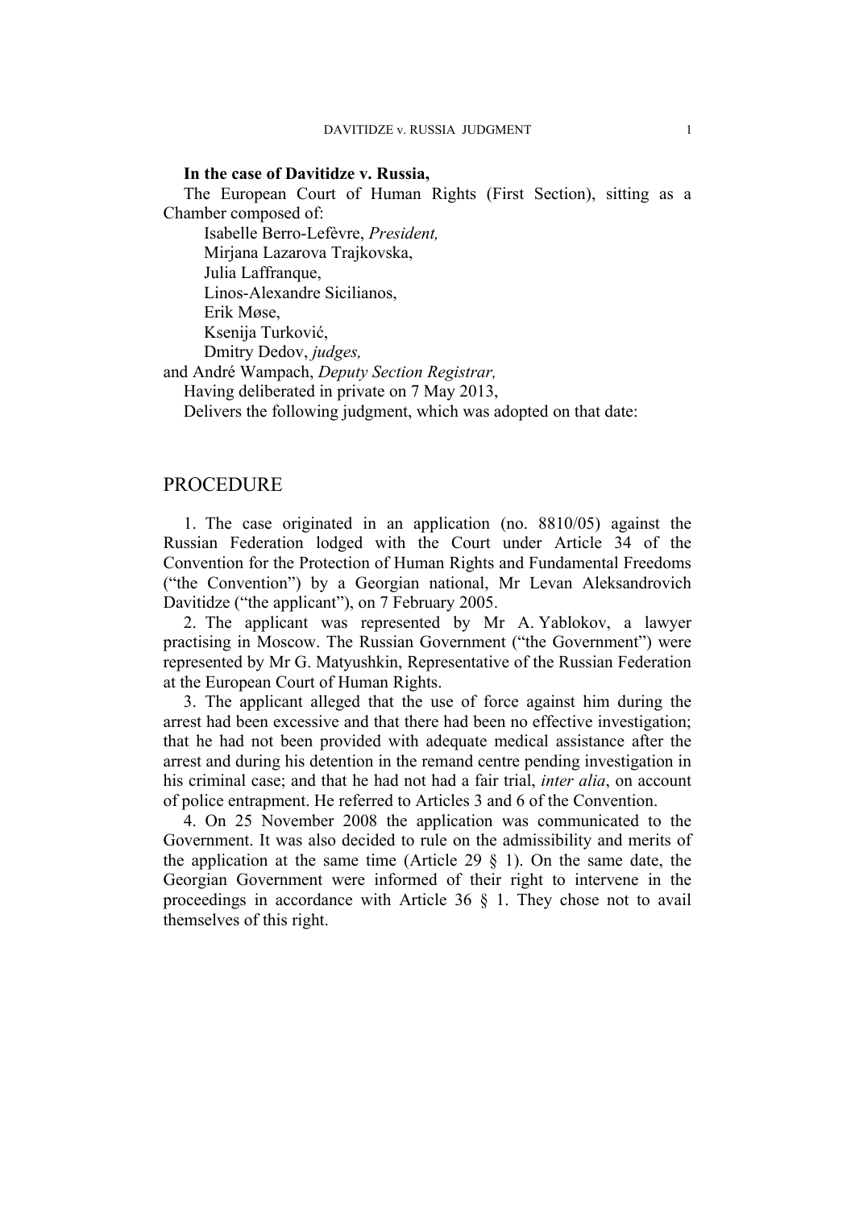**In the case of Davitidze v. Russia,**

The European Court of Human Rights (First Section), sitting as a Chamber composed of:

Isabelle Berro-Lefèvre, *President,*
Mirjana Lazarova Trajkovska,
Julia Laffranque,
Linos-Alexandre Sicilianos,
Erik Møse,
Ksenija Turković,
Dmitry Dedov, *judges,*
and André Wampach, *Deputy Section Registrar,*

Having deliberated in private on 7 May 2013,

Delivers the following judgment, which was adopted on that date:

## PROCEDURE

1. The case originated in an application (no. 8810/05) against the Russian Federation lodged with the Court under Article 34 of the Convention for the Protection of Human Rights and Fundamental Freedoms ("the Convention") by a Georgian national, Mr Levan Aleksandrovich Davitidze ("the applicant"), on 7 February 2005.

2. The applicant was represented by Mr A. Yablokov, a lawyer practising in Moscow. The Russian Government ("the Government") were represented by Mr G. Matyushkin, Representative of the Russian Federation at the European Court of Human Rights.

3. The applicant alleged that the use of force against him during the arrest had been excessive and that there had been no effective investigation; that he had not been provided with adequate medical assistance after the arrest and during his detention in the remand centre pending investigation in his criminal case; and that he had not had a fair trial, *inter alia*, on account of police entrapment. He referred to Articles 3 and 6 of the Convention.

4. On 25 November 2008 the application was communicated to the Government. It was also decided to rule on the admissibility and merits of the application at the same time (Article 29 § 1). On the same date, the Georgian Government were informed of their right to intervene in the proceedings in accordance with Article 36 § 1. They chose not to avail themselves of this right.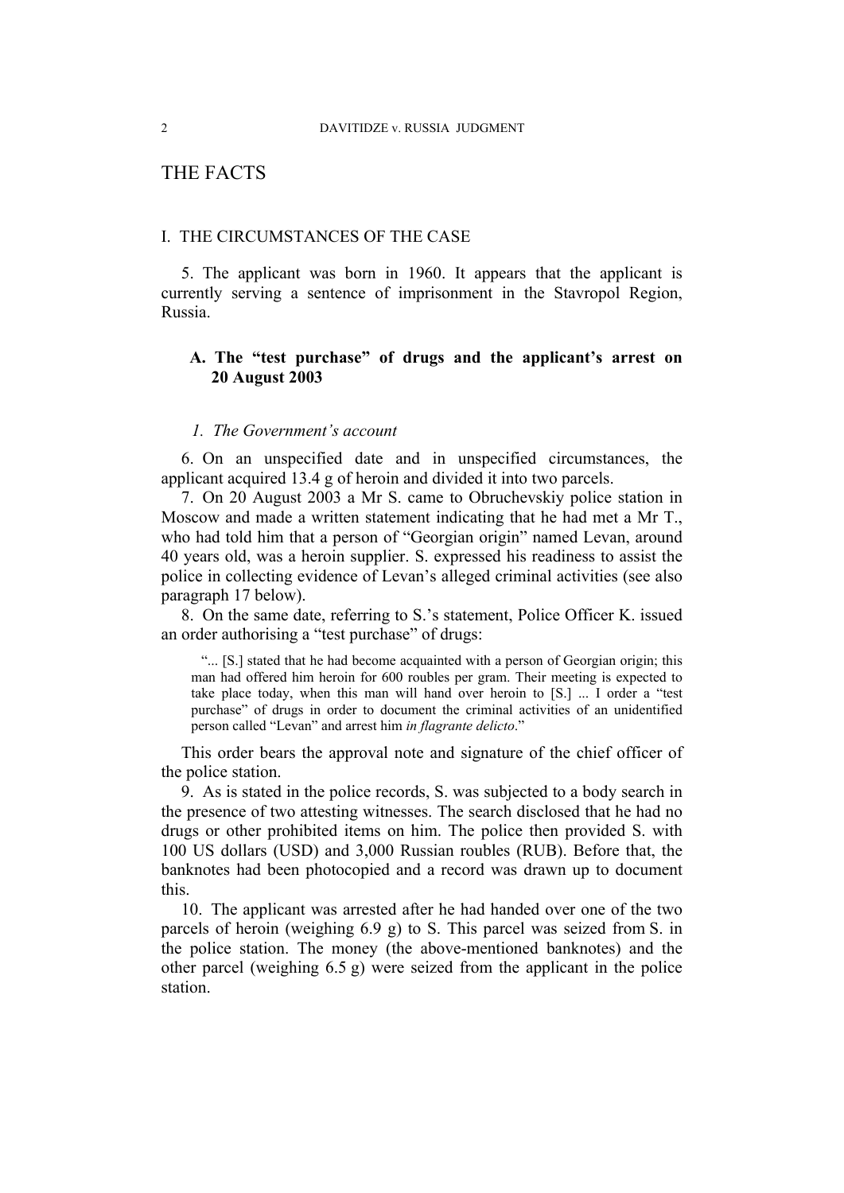# THE FACTS

## I. THE CIRCUMSTANCES OF THE CASE

5. The applicant was born in 1960. It appears that the applicant is currently serving a sentence of imprisonment in the Stavropol Region, Russia.

### A. The "test purchase" of drugs and the applicant's arrest on 20 August 2003

#### *1. The Government's account*

6. On an unspecified date and in unspecified circumstances, the applicant acquired 13.4 g of heroin and divided it into two parcels.

7. On 20 August 2003 a Mr S. came to Obruchevskiy police station in Moscow and made a written statement indicating that he had met a Mr T., who had told him that a person of "Georgian origin" named Levan, around 40 years old, was a heroin supplier. S. expressed his readiness to assist the police in collecting evidence of Levan's alleged criminal activities (see also paragraph 17 below).

8. On the same date, referring to S.'s statement, Police Officer K. issued an order authorising a "test purchase" of drugs:

> "... [S.] stated that he had become acquainted with a person of Georgian origin; this man had offered him heroin for 600 roubles per gram. Their meeting is expected to take place today, when this man will hand over heroin to [S.] ... I order a "test purchase" of drugs in order to document the criminal activities of an unidentified person called "Levan" and arrest him *in flagrante delicto*."

This order bears the approval note and signature of the chief officer of the police station.

9. As is stated in the police records, S. was subjected to a body search in the presence of two attesting witnesses. The search disclosed that he had no drugs or other prohibited items on him. The police then provided S. with 100 US dollars (USD) and 3,000 Russian roubles (RUB). Before that, the banknotes had been photocopied and a record was drawn up to document this.

10. The applicant was arrested after he had handed over one of the two parcels of heroin (weighing 6.9 g) to S. This parcel was seized from S. in the police station. The money (the above-mentioned banknotes) and the other parcel (weighing 6.5 g) were seized from the applicant in the police station.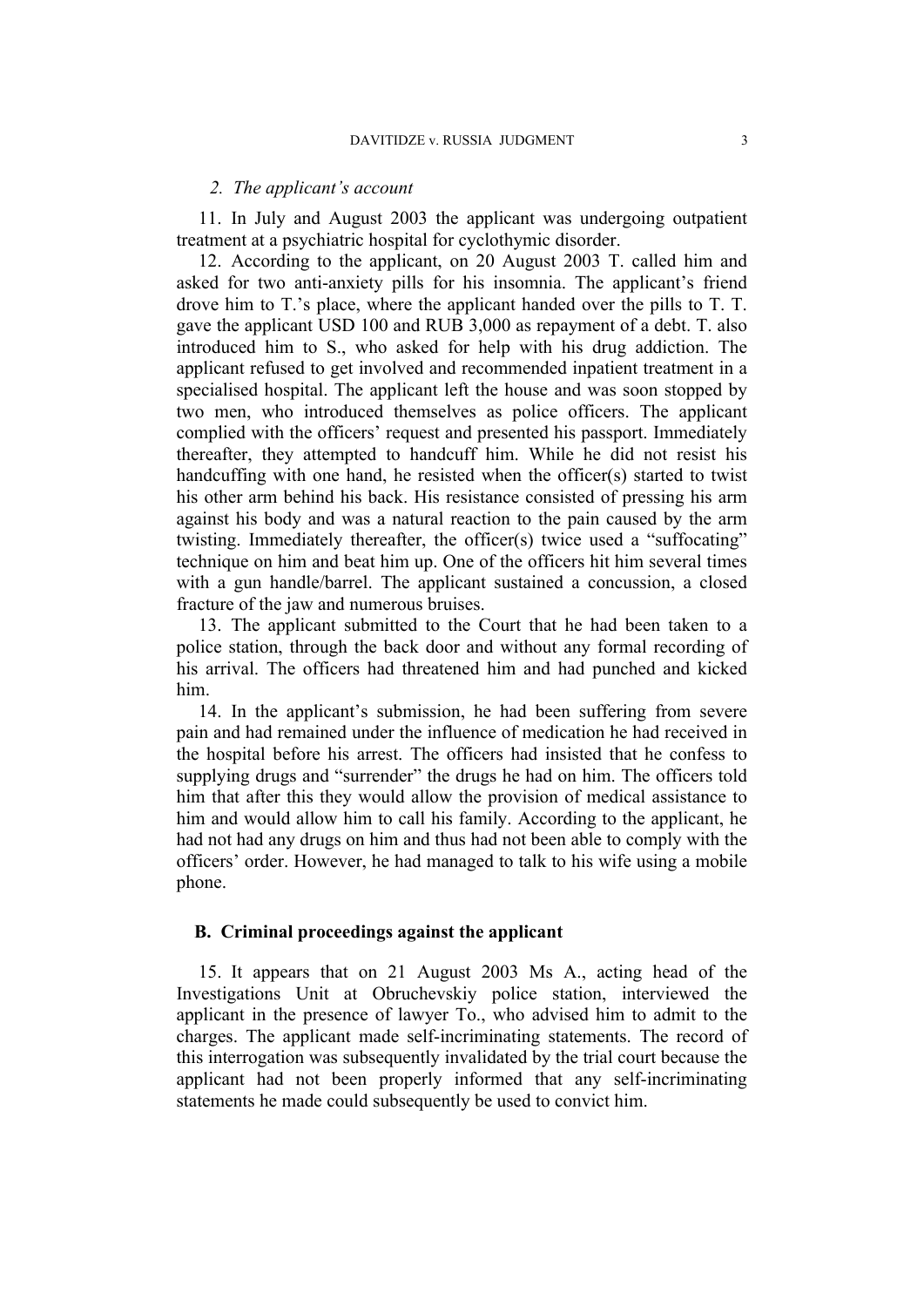### *2. The applicant's account*

11. In July and August 2003 the applicant was undergoing outpatient treatment at a psychiatric hospital for cyclothymic disorder.

12. According to the applicant, on 20 August 2003 T. called him and asked for two anti-anxiety pills for his insomnia. The applicant's friend drove him to T.'s place, where the applicant handed over the pills to T. T. gave the applicant USD 100 and RUB 3,000 as repayment of a debt. T. also introduced him to S., who asked for help with his drug addiction. The applicant refused to get involved and recommended inpatient treatment in a specialised hospital. The applicant left the house and was soon stopped by two men, who introduced themselves as police officers. The applicant complied with the officers' request and presented his passport. Immediately thereafter, they attempted to handcuff him. While he did not resist his handcuffing with one hand, he resisted when the officer(s) started to twist his other arm behind his back. His resistance consisted of pressing his arm against his body and was a natural reaction to the pain caused by the arm twisting. Immediately thereafter, the officer(s) twice used a "suffocating" technique on him and beat him up. One of the officers hit him several times with a gun handle/barrel. The applicant sustained a concussion, a closed fracture of the jaw and numerous bruises.

13. The applicant submitted to the Court that he had been taken to a police station, through the back door and without any formal recording of his arrival. The officers had threatened him and had punched and kicked him.

14. In the applicant's submission, he had been suffering from severe pain and had remained under the influence of medication he had received in the hospital before his arrest. The officers had insisted that he confess to supplying drugs and "surrender" the drugs he had on him. The officers told him that after this they would allow the provision of medical assistance to him and would allow him to call his family. According to the applicant, he had not had any drugs on him and thus had not been able to comply with the officers' order. However, he had managed to talk to his wife using a mobile phone.

## B. Criminal proceedings against the applicant

15. It appears that on 21 August 2003 Ms A., acting head of the Investigations Unit at Obruchevskiy police station, interviewed the applicant in the presence of lawyer To., who advised him to admit to the charges. The applicant made self-incriminating statements. The record of this interrogation was subsequently invalidated by the trial court because the applicant had not been properly informed that any self-incriminating statements he made could subsequently be used to convict him.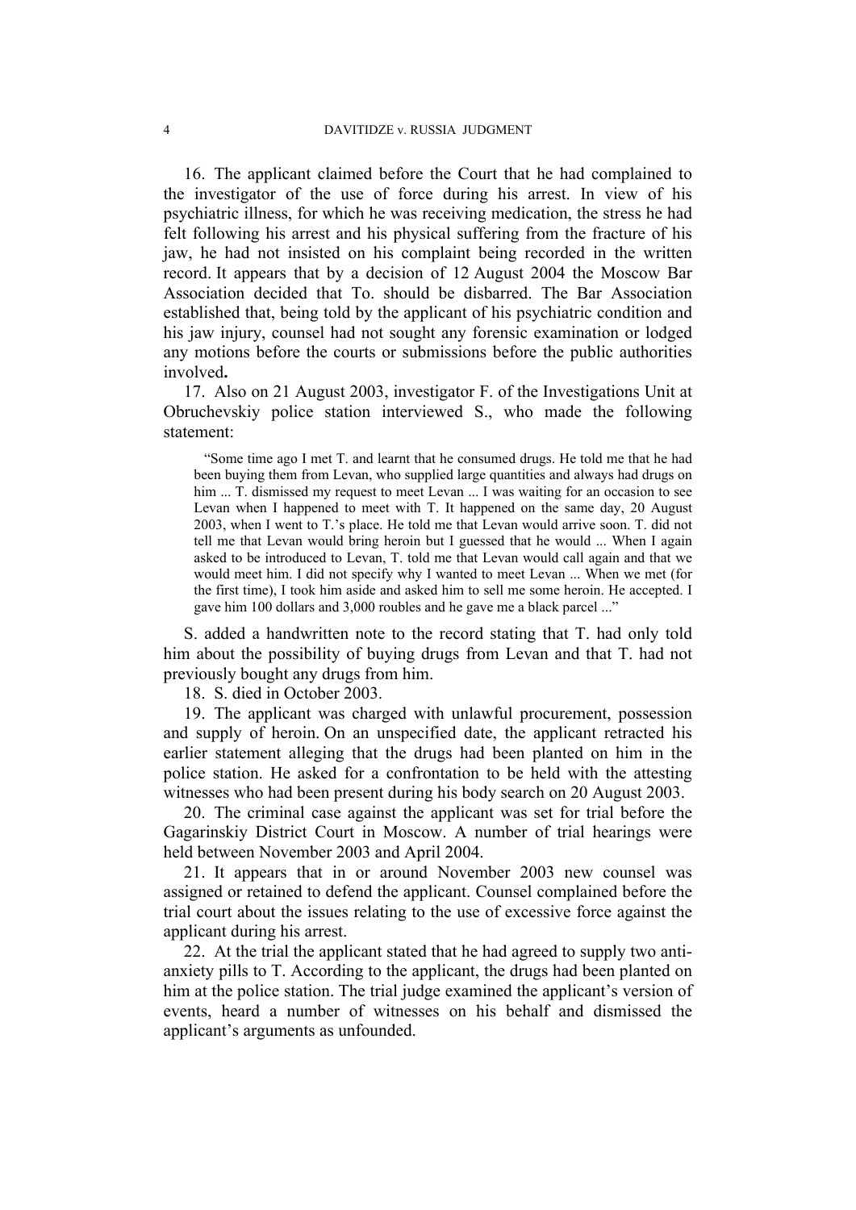16. The applicant claimed before the Court that he had complained to the investigator of the use of force during his arrest. In view of his psychiatric illness, for which he was receiving medication, the stress he had felt following his arrest and his physical suffering from the fracture of his jaw, he had not insisted on his complaint being recorded in the written record. It appears that by a decision of 12 August 2004 the Moscow Bar Association decided that To. should be disbarred. The Bar Association established that, being told by the applicant of his psychiatric condition and his jaw injury, counsel had not sought any forensic examination or lodged any motions before the courts or submissions before the public authorities involved**.**

17. Also on 21 August 2003, investigator F. of the Investigations Unit at Obruchevskiy police station interviewed S., who made the following statement:

> "Some time ago I met T. and learnt that he consumed drugs. He told me that he had been buying them from Levan, who supplied large quantities and always had drugs on him ... T. dismissed my request to meet Levan ... I was waiting for an occasion to see Levan when I happened to meet with T. It happened on the same day, 20 August 2003, when I went to T.'s place. He told me that Levan would arrive soon. T. did not tell me that Levan would bring heroin but I guessed that he would ... When I again asked to be introduced to Levan, T. told me that Levan would call again and that we would meet him. I did not specify why I wanted to meet Levan ... When we met (for the first time), I took him aside and asked him to sell me some heroin. He accepted. I gave him 100 dollars and 3,000 roubles and he gave me a black parcel ..."

S. added a handwritten note to the record stating that T. had only told him about the possibility of buying drugs from Levan and that T. had not previously bought any drugs from him.

18. S. died in October 2003.

19. The applicant was charged with unlawful procurement, possession and supply of heroin. On an unspecified date, the applicant retracted his earlier statement alleging that the drugs had been planted on him in the police station. He asked for a confrontation to be held with the attesting witnesses who had been present during his body search on 20 August 2003.

20. The criminal case against the applicant was set for trial before the Gagarinskiy District Court in Moscow. A number of trial hearings were held between November 2003 and April 2004.

21. It appears that in or around November 2003 new counsel was assigned or retained to defend the applicant. Counsel complained before the trial court about the issues relating to the use of excessive force against the applicant during his arrest.

22. At the trial the applicant stated that he had agreed to supply two anti-anxiety pills to T. According to the applicant, the drugs had been planted on him at the police station. The trial judge examined the applicant's version of events, heard a number of witnesses on his behalf and dismissed the applicant's arguments as unfounded.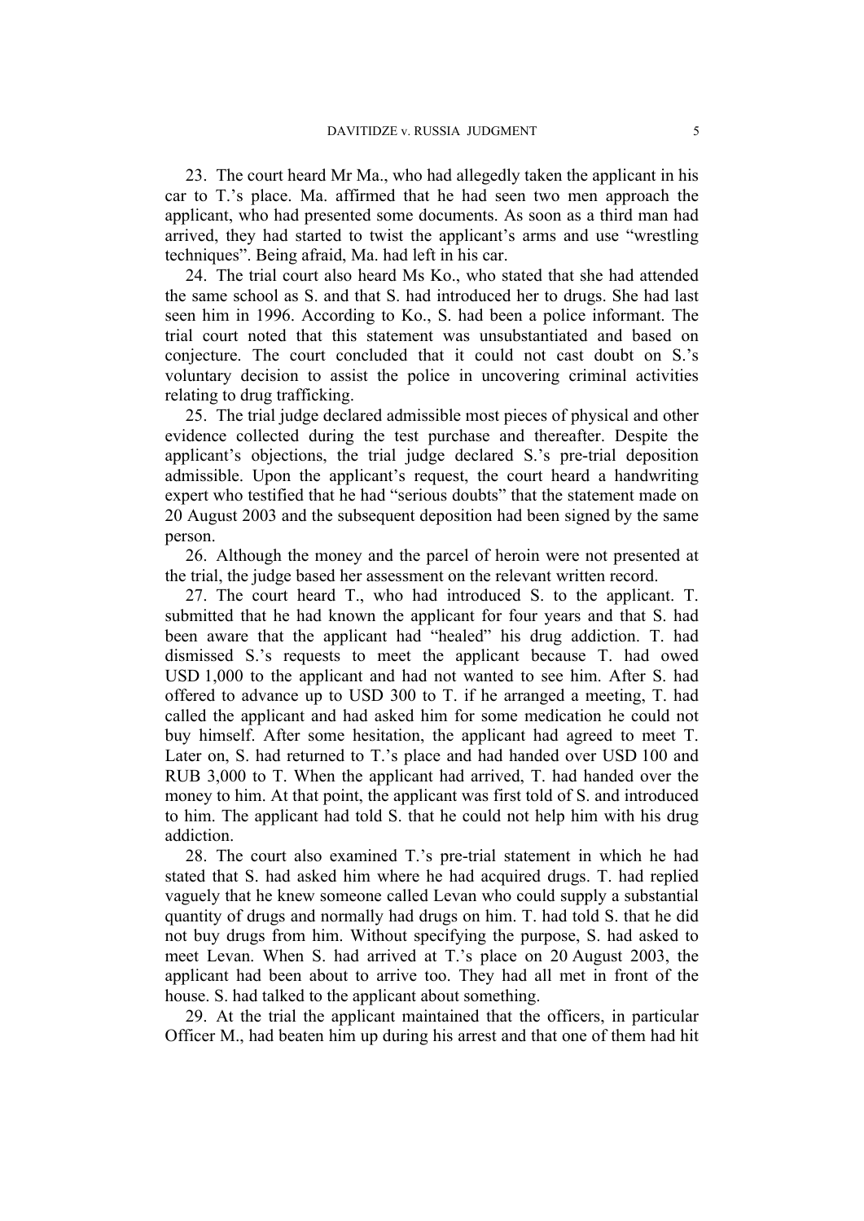23. The court heard Mr Ma., who had allegedly taken the applicant in his car to T.'s place. Ma. affirmed that he had seen two men approach the applicant, who had presented some documents. As soon as a third man had arrived, they had started to twist the applicant's arms and use "wrestling techniques". Being afraid, Ma. had left in his car.

24. The trial court also heard Ms Ko., who stated that she had attended the same school as S. and that S. had introduced her to drugs. She had last seen him in 1996. According to Ko., S. had been a police informant. The trial court noted that this statement was unsubstantiated and based on conjecture. The court concluded that it could not cast doubt on S.'s voluntary decision to assist the police in uncovering criminal activities relating to drug trafficking.

25. The trial judge declared admissible most pieces of physical and other evidence collected during the test purchase and thereafter. Despite the applicant's objections, the trial judge declared S.'s pre-trial deposition admissible. Upon the applicant's request, the court heard a handwriting expert who testified that he had "serious doubts" that the statement made on 20 August 2003 and the subsequent deposition had been signed by the same person.

26. Although the money and the parcel of heroin were not presented at the trial, the judge based her assessment on the relevant written record.

27. The court heard T., who had introduced S. to the applicant. T. submitted that he had known the applicant for four years and that S. had been aware that the applicant had "healed" his drug addiction. T. had dismissed S.'s requests to meet the applicant because T. had owed USD 1,000 to the applicant and had not wanted to see him. After S. had offered to advance up to USD 300 to T. if he arranged a meeting, T. had called the applicant and had asked him for some medication he could not buy himself. After some hesitation, the applicant had agreed to meet T. Later on, S. had returned to T.'s place and had handed over USD 100 and RUB 3,000 to T. When the applicant had arrived, T. had handed over the money to him. At that point, the applicant was first told of S. and introduced to him. The applicant had told S. that he could not help him with his drug addiction.

28. The court also examined T.'s pre-trial statement in which he had stated that S. had asked him where he had acquired drugs. T. had replied vaguely that he knew someone called Levan who could supply a substantial quantity of drugs and normally had drugs on him. T. had told S. that he did not buy drugs from him. Without specifying the purpose, S. had asked to meet Levan. When S. had arrived at T.'s place on 20 August 2003, the applicant had been about to arrive too. They had all met in front of the house. S. had talked to the applicant about something.

29. At the trial the applicant maintained that the officers, in particular Officer M., had beaten him up during his arrest and that one of them had hit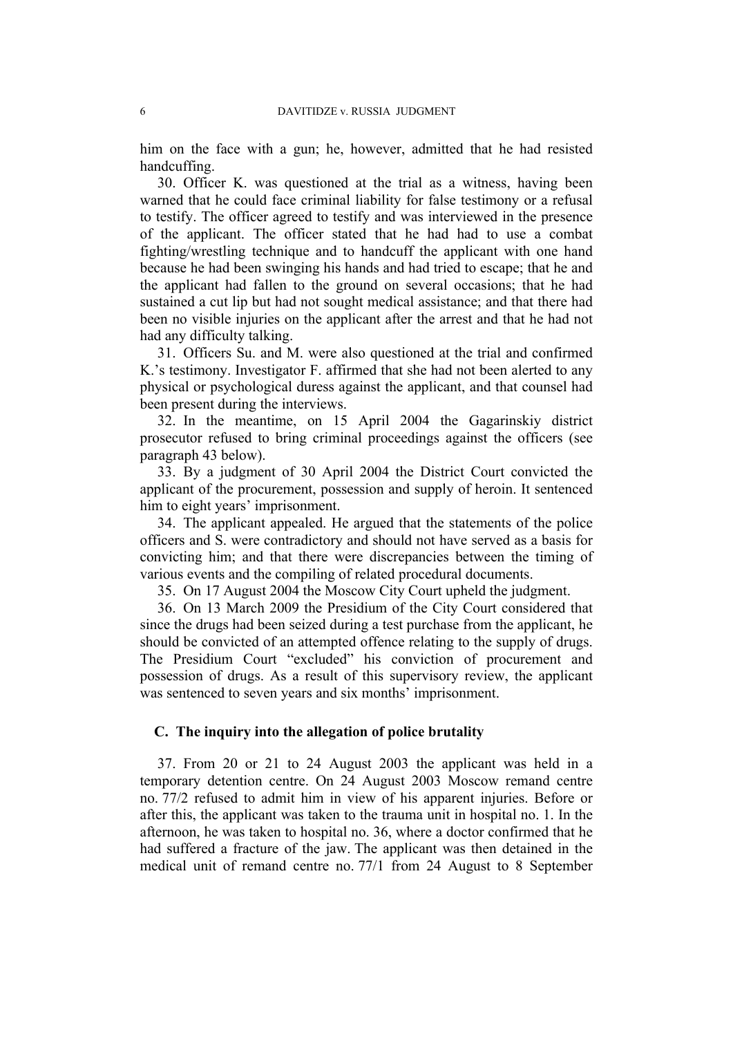him on the face with a gun; he, however, admitted that he had resisted handcuffing.

30. Officer K. was questioned at the trial as a witness, having been warned that he could face criminal liability for false testimony or a refusal to testify. The officer agreed to testify and was interviewed in the presence of the applicant. The officer stated that he had had to use a combat fighting/wrestling technique and to handcuff the applicant with one hand because he had been swinging his hands and had tried to escape; that he and the applicant had fallen to the ground on several occasions; that he had sustained a cut lip but had not sought medical assistance; and that there had been no visible injuries on the applicant after the arrest and that he had not had any difficulty talking.

31. Officers Su. and M. were also questioned at the trial and confirmed K.'s testimony. Investigator F. affirmed that she had not been alerted to any physical or psychological duress against the applicant, and that counsel had been present during the interviews.

32. In the meantime, on 15 April 2004 the Gagarinskiy district prosecutor refused to bring criminal proceedings against the officers (see paragraph 43 below).

33. By a judgment of 30 April 2004 the District Court convicted the applicant of the procurement, possession and supply of heroin. It sentenced him to eight years' imprisonment.

34. The applicant appealed. He argued that the statements of the police officers and S. were contradictory and should not have served as a basis for convicting him; and that there were discrepancies between the timing of various events and the compiling of related procedural documents.

35. On 17 August 2004 the Moscow City Court upheld the judgment.

36. On 13 March 2009 the Presidium of the City Court considered that since the drugs had been seized during a test purchase from the applicant, he should be convicted of an attempted offence relating to the supply of drugs. The Presidium Court "excluded" his conviction of procurement and possession of drugs. As a result of this supervisory review, the applicant was sentenced to seven years and six months' imprisonment.

## C. The inquiry into the allegation of police brutality

37. From 20 or 21 to 24 August 2003 the applicant was held in a temporary detention centre. On 24 August 2003 Moscow remand centre no. 77/2 refused to admit him in view of his apparent injuries. Before or after this, the applicant was taken to the trauma unit in hospital no. 1. In the afternoon, he was taken to hospital no. 36, where a doctor confirmed that he had suffered a fracture of the jaw. The applicant was then detained in the medical unit of remand centre no. 77/1 from 24 August to 8 September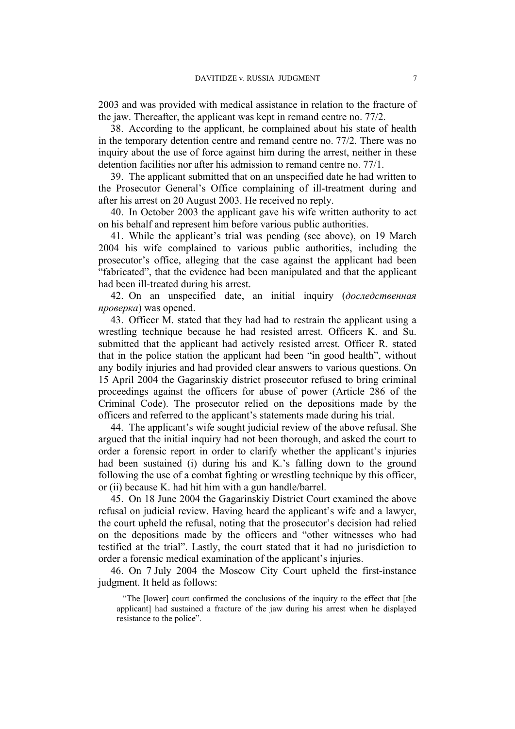2003 and was provided with medical assistance in relation to the fracture of the jaw. Thereafter, the applicant was kept in remand centre no. 77/2.

38. According to the applicant, he complained about his state of health in the temporary detention centre and remand centre no. 77/2. There was no inquiry about the use of force against him during the arrest, neither in these detention facilities nor after his admission to remand centre no. 77/1.

39. The applicant submitted that on an unspecified date he had written to the Prosecutor General's Office complaining of ill-treatment during and after his arrest on 20 August 2003. He received no reply.

40. In October 2003 the applicant gave his wife written authority to act on his behalf and represent him before various public authorities.

41. While the applicant's trial was pending (see above), on 19 March 2004 his wife complained to various public authorities, including the prosecutor's office, alleging that the case against the applicant had been "fabricated", that the evidence had been manipulated and that the applicant had been ill-treated during his arrest.

42. On an unspecified date, an initial inquiry (*доследственная проверка*) was opened.

43. Officer M. stated that they had had to restrain the applicant using a wrestling technique because he had resisted arrest. Officers K. and Su. submitted that the applicant had actively resisted arrest. Officer R. stated that in the police station the applicant had been "in good health", without any bodily injuries and had provided clear answers to various questions. On 15 April 2004 the Gagarinskiy district prosecutor refused to bring criminal proceedings against the officers for abuse of power (Article 286 of the Criminal Code). The prosecutor relied on the depositions made by the officers and referred to the applicant's statements made during his trial.

44. The applicant's wife sought judicial review of the above refusal. She argued that the initial inquiry had not been thorough, and asked the court to order a forensic report in order to clarify whether the applicant's injuries had been sustained (i) during his and K.'s falling down to the ground following the use of a combat fighting or wrestling technique by this officer, or (ii) because K. had hit him with a gun handle/barrel.

45. On 18 June 2004 the Gagarinskiy District Court examined the above refusal on judicial review. Having heard the applicant's wife and a lawyer, the court upheld the refusal, noting that the prosecutor's decision had relied on the depositions made by the officers and "other witnesses who had testified at the trial". Lastly, the court stated that it had no jurisdiction to order a forensic medical examination of the applicant's injuries.

46. On 7 July 2004 the Moscow City Court upheld the first-instance judgment. It held as follows:

> "The [lower] court confirmed the conclusions of the inquiry to the effect that [the applicant] had sustained a fracture of the jaw during his arrest when he displayed resistance to the police".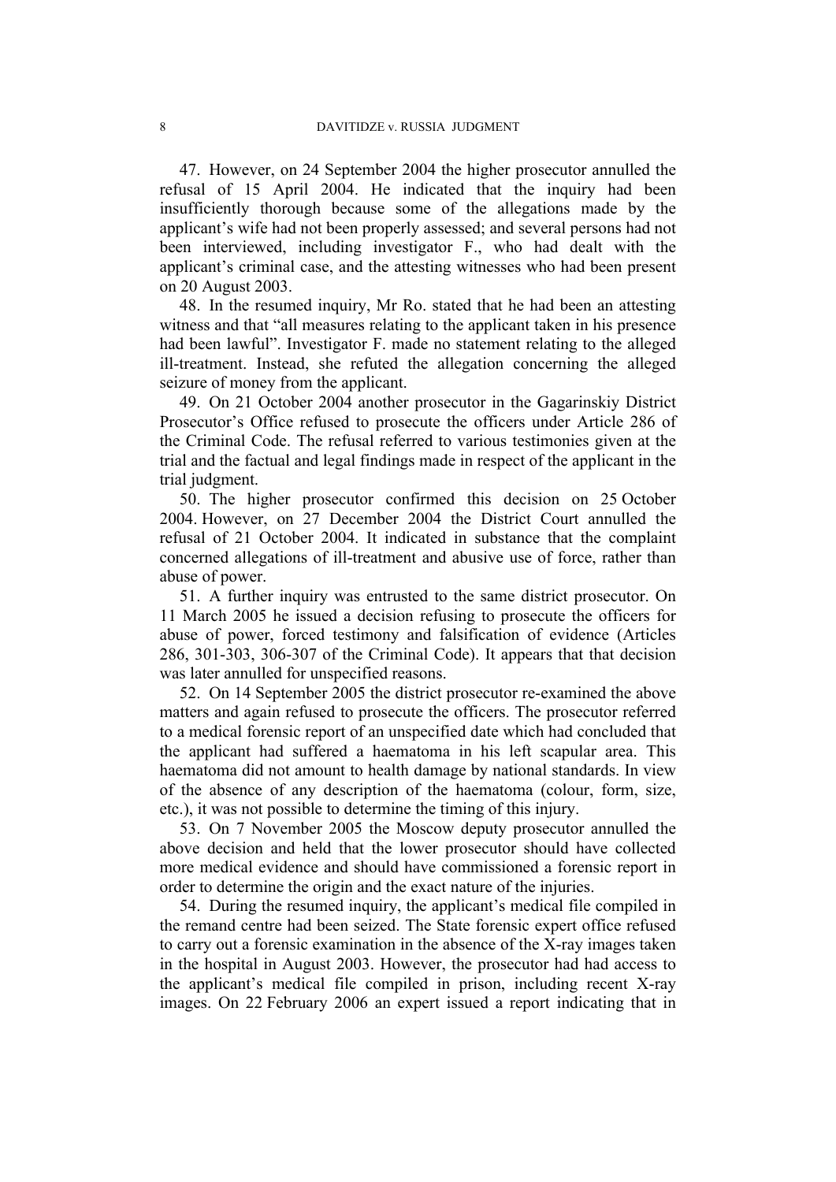47. However, on 24 September 2004 the higher prosecutor annulled the refusal of 15 April 2004. He indicated that the inquiry had been insufficiently thorough because some of the allegations made by the applicant's wife had not been properly assessed; and several persons had not been interviewed, including investigator F., who had dealt with the applicant's criminal case, and the attesting witnesses who had been present on 20 August 2003.

48. In the resumed inquiry, Mr Ro. stated that he had been an attesting witness and that "all measures relating to the applicant taken in his presence had been lawful". Investigator F. made no statement relating to the alleged ill-treatment. Instead, she refuted the allegation concerning the alleged seizure of money from the applicant.

49. On 21 October 2004 another prosecutor in the Gagarinskiy District Prosecutor's Office refused to prosecute the officers under Article 286 of the Criminal Code. The refusal referred to various testimonies given at the trial and the factual and legal findings made in respect of the applicant in the trial judgment.

50. The higher prosecutor confirmed this decision on 25 October 2004. However, on 27 December 2004 the District Court annulled the refusal of 21 October 2004. It indicated in substance that the complaint concerned allegations of ill-treatment and abusive use of force, rather than abuse of power.

51. A further inquiry was entrusted to the same district prosecutor. On 11 March 2005 he issued a decision refusing to prosecute the officers for abuse of power, forced testimony and falsification of evidence (Articles 286, 301-303, 306-307 of the Criminal Code). It appears that that decision was later annulled for unspecified reasons.

52. On 14 September 2005 the district prosecutor re-examined the above matters and again refused to prosecute the officers. The prosecutor referred to a medical forensic report of an unspecified date which had concluded that the applicant had suffered a haematoma in his left scapular area. This haematoma did not amount to health damage by national standards. In view of the absence of any description of the haematoma (colour, form, size, etc.), it was not possible to determine the timing of this injury.

53. On 7 November 2005 the Moscow deputy prosecutor annulled the above decision and held that the lower prosecutor should have collected more medical evidence and should have commissioned a forensic report in order to determine the origin and the exact nature of the injuries.

54. During the resumed inquiry, the applicant's medical file compiled in the remand centre had been seized. The State forensic expert office refused to carry out a forensic examination in the absence of the X-ray images taken in the hospital in August 2003. However, the prosecutor had had access to the applicant's medical file compiled in prison, including recent X-ray images. On 22 February 2006 an expert issued a report indicating that in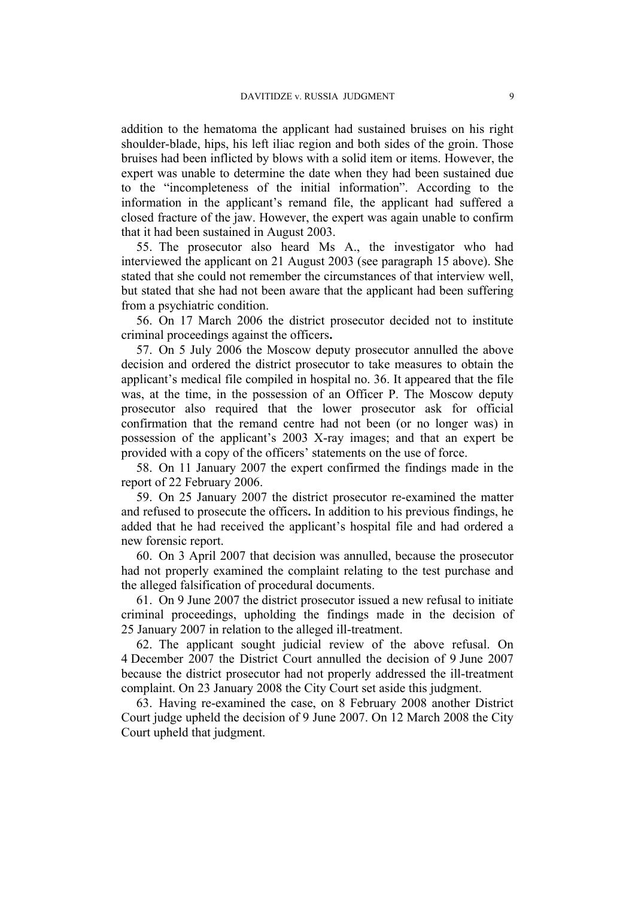addition to the hematoma the applicant had sustained bruises on his right shoulder-blade, hips, his left iliac region and both sides of the groin. Those bruises had been inflicted by blows with a solid item or items. However, the expert was unable to determine the date when they had been sustained due to the "incompleteness of the initial information". According to the information in the applicant's remand file, the applicant had suffered a closed fracture of the jaw. However, the expert was again unable to confirm that it had been sustained in August 2003.

55. The prosecutor also heard Ms A., the investigator who had interviewed the applicant on 21 August 2003 (see paragraph 15 above). She stated that she could not remember the circumstances of that interview well, but stated that she had not been aware that the applicant had been suffering from a psychiatric condition.

56. On 17 March 2006 the district prosecutor decided not to institute criminal proceedings against the officers**.**

57. On 5 July 2006 the Moscow deputy prosecutor annulled the above decision and ordered the district prosecutor to take measures to obtain the applicant's medical file compiled in hospital no. 36. It appeared that the file was, at the time, in the possession of an Officer P. The Moscow deputy prosecutor also required that the lower prosecutor ask for official confirmation that the remand centre had not been (or no longer was) in possession of the applicant's 2003 X-ray images; and that an expert be provided with a copy of the officers' statements on the use of force.

58. On 11 January 2007 the expert confirmed the findings made in the report of 22 February 2006.

59. On 25 January 2007 the district prosecutor re-examined the matter and refused to prosecute the officers**.** In addition to his previous findings, he added that he had received the applicant's hospital file and had ordered a new forensic report.

60. On 3 April 2007 that decision was annulled, because the prosecutor had not properly examined the complaint relating to the test purchase and the alleged falsification of procedural documents.

61. On 9 June 2007 the district prosecutor issued a new refusal to initiate criminal proceedings, upholding the findings made in the decision of 25 January 2007 in relation to the alleged ill-treatment.

62. The applicant sought judicial review of the above refusal. On 4 December 2007 the District Court annulled the decision of 9 June 2007 because the district prosecutor had not properly addressed the ill-treatment complaint. On 23 January 2008 the City Court set aside this judgment.

63. Having re-examined the case, on 8 February 2008 another District Court judge upheld the decision of 9 June 2007. On 12 March 2008 the City Court upheld that judgment.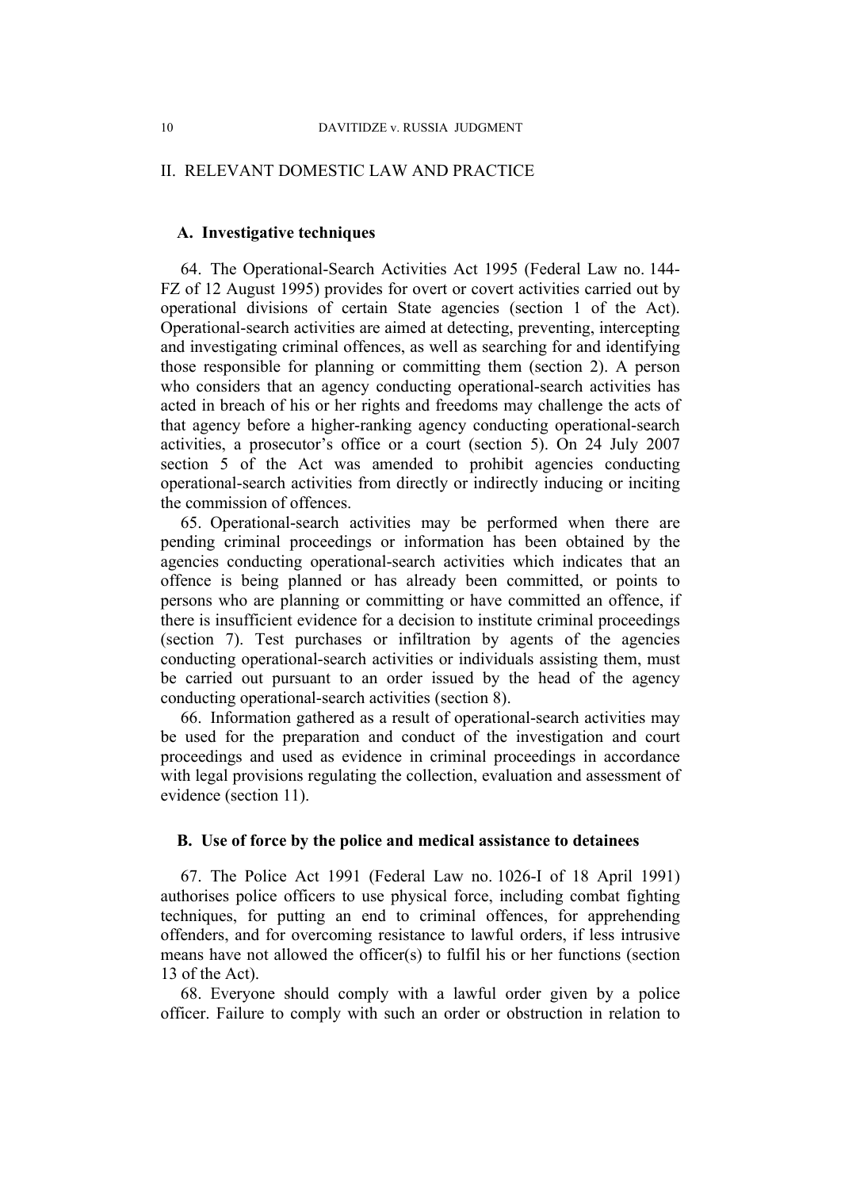## II. RELEVANT DOMESTIC LAW AND PRACTICE

### A. Investigative techniques

64. The Operational-Search Activities Act 1995 (Federal Law no. 144-FZ of 12 August 1995) provides for overt or covert activities carried out by operational divisions of certain State agencies (section 1 of the Act). Operational-search activities are aimed at detecting, preventing, intercepting and investigating criminal offences, as well as searching for and identifying those responsible for planning or committing them (section 2). A person who considers that an agency conducting operational-search activities has acted in breach of his or her rights and freedoms may challenge the acts of that agency before a higher-ranking agency conducting operational-search activities, a prosecutor's office or a court (section 5). On 24 July 2007 section 5 of the Act was amended to prohibit agencies conducting operational-search activities from directly or indirectly inducing or inciting the commission of offences.

65. Operational-search activities may be performed when there are pending criminal proceedings or information has been obtained by the agencies conducting operational-search activities which indicates that an offence is being planned or has already been committed, or points to persons who are planning or committing or have committed an offence, if there is insufficient evidence for a decision to institute criminal proceedings (section 7). Test purchases or infiltration by agents of the agencies conducting operational-search activities or individuals assisting them, must be carried out pursuant to an order issued by the head of the agency conducting operational-search activities (section 8).

66. Information gathered as a result of operational-search activities may be used for the preparation and conduct of the investigation and court proceedings and used as evidence in criminal proceedings in accordance with legal provisions regulating the collection, evaluation and assessment of evidence (section 11).

### B. Use of force by the police and medical assistance to detainees

67. The Police Act 1991 (Federal Law no. 1026-I of 18 April 1991) authorises police officers to use physical force, including combat fighting techniques, for putting an end to criminal offences, for apprehending offenders, and for overcoming resistance to lawful orders, if less intrusive means have not allowed the officer(s) to fulfil his or her functions (section 13 of the Act).

68. Everyone should comply with a lawful order given by a police officer. Failure to comply with such an order or obstruction in relation to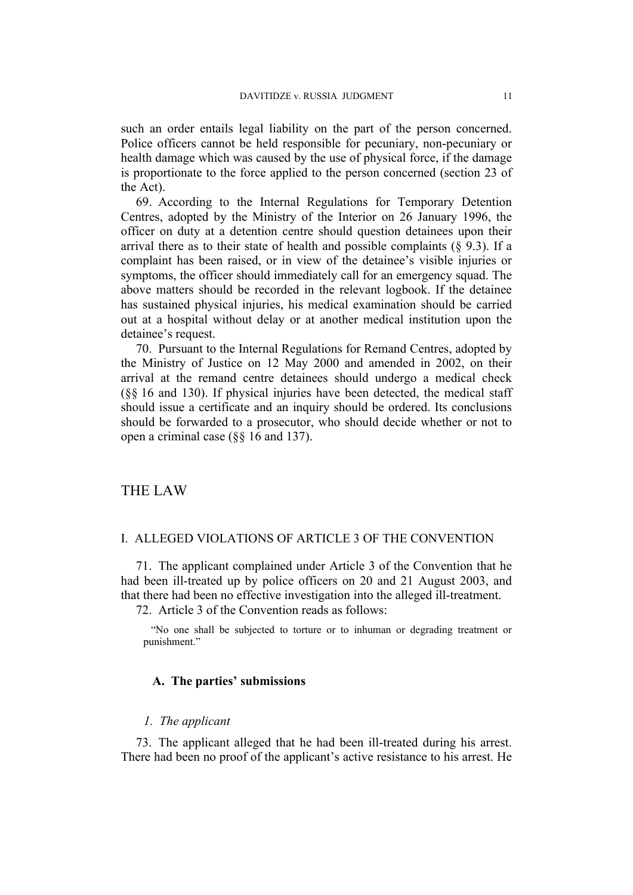such an order entails legal liability on the part of the person concerned. Police officers cannot be held responsible for pecuniary, non-pecuniary or health damage which was caused by the use of physical force, if the damage is proportionate to the force applied to the person concerned (section 23 of the Act).

69. According to the Internal Regulations for Temporary Detention Centres, adopted by the Ministry of the Interior on 26 January 1996, the officer on duty at a detention centre should question detainees upon their arrival there as to their state of health and possible complaints (§ 9.3). If a complaint has been raised, or in view of the detainee's visible injuries or symptoms, the officer should immediately call for an emergency squad. The above matters should be recorded in the relevant logbook. If the detainee has sustained physical injuries, his medical examination should be carried out at a hospital without delay or at another medical institution upon the detainee's request.

70. Pursuant to the Internal Regulations for Remand Centres, adopted by the Ministry of Justice on 12 May 2000 and amended in 2002, on their arrival at the remand centre detainees should undergo a medical check (§§ 16 and 130). If physical injuries have been detected, the medical staff should issue a certificate and an inquiry should be ordered. Its conclusions should be forwarded to a prosecutor, who should decide whether or not to open a criminal case (§§ 16 and 137).

# THE LAW

## I. ALLEGED VIOLATIONS OF ARTICLE 3 OF THE CONVENTION

71. The applicant complained under Article 3 of the Convention that he had been ill-treated up by police officers on 20 and 21 August 2003, and that there had been no effective investigation into the alleged ill-treatment.

72. Article 3 of the Convention reads as follows:

> "No one shall be subjected to torture or to inhuman or degrading treatment or punishment."

### A. The parties' submissions

#### *1. The applicant*

73. The applicant alleged that he had been ill-treated during his arrest. There had been no proof of the applicant's active resistance to his arrest. He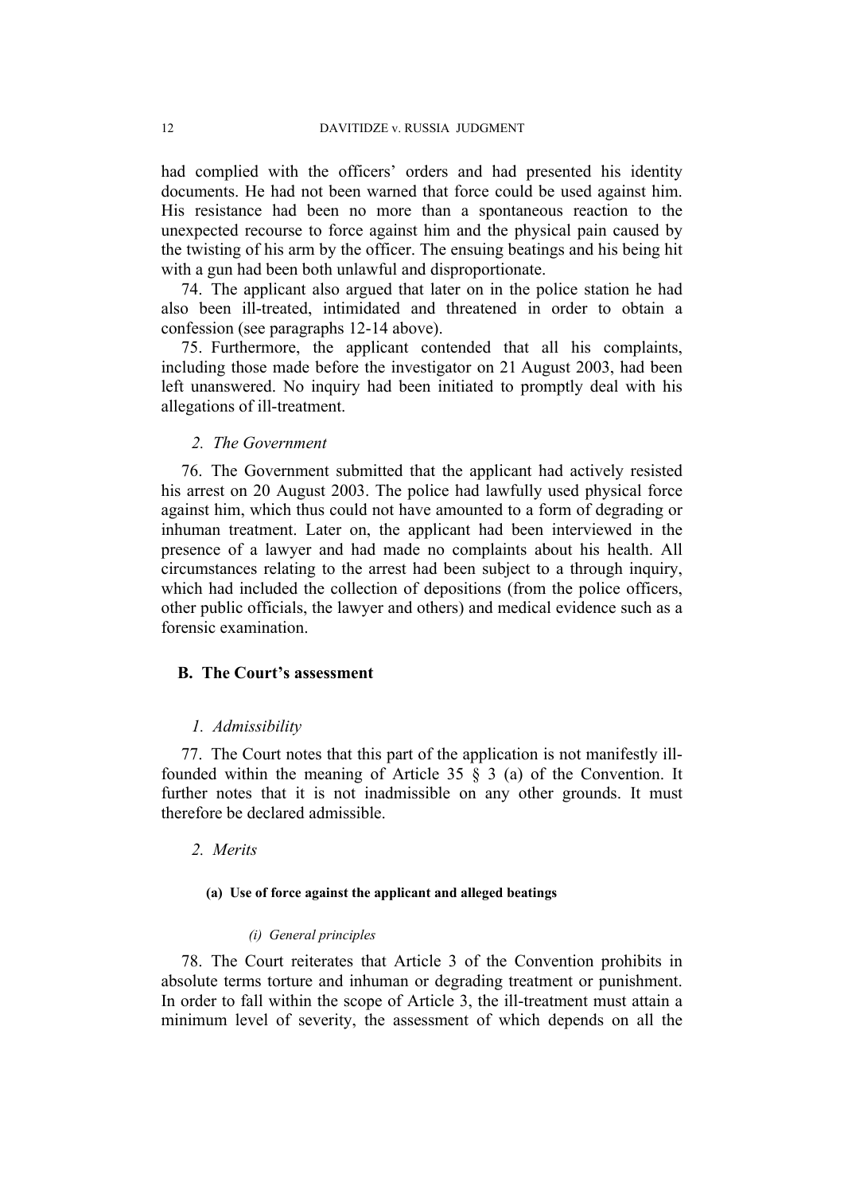had complied with the officers' orders and had presented his identity documents. He had not been warned that force could be used against him. His resistance had been no more than a spontaneous reaction to the unexpected recourse to force against him and the physical pain caused by the twisting of his arm by the officer. The ensuing beatings and his being hit with a gun had been both unlawful and disproportionate.

74. The applicant also argued that later on in the police station he had also been ill-treated, intimidated and threatened in order to obtain a confession (see paragraphs 12-14 above).

75. Furthermore, the applicant contended that all his complaints, including those made before the investigator on 21 August 2003, had been left unanswered. No inquiry had been initiated to promptly deal with his allegations of ill-treatment.

### *2. The Government*

76. The Government submitted that the applicant had actively resisted his arrest on 20 August 2003. The police had lawfully used physical force against him, which thus could not have amounted to a form of degrading or inhuman treatment. Later on, the applicant had been interviewed in the presence of a lawyer and had made no complaints about his health. All circumstances relating to the arrest had been subject to a through inquiry, which had included the collection of depositions (from the police officers, other public officials, the lawyer and others) and medical evidence such as a forensic examination.

## B. The Court's assessment

### *1. Admissibility*

77. The Court notes that this part of the application is not manifestly ill-founded within the meaning of Article 35 § 3 (a) of the Convention. It further notes that it is not inadmissible on any other grounds. It must therefore be declared admissible.

### *2. Merits*

#### (a) Use of force against the applicant and alleged beatings

##### *(i) General principles*

78. The Court reiterates that Article 3 of the Convention prohibits in absolute terms torture and inhuman or degrading treatment or punishment. In order to fall within the scope of Article 3, the ill-treatment must attain a minimum level of severity, the assessment of which depends on all the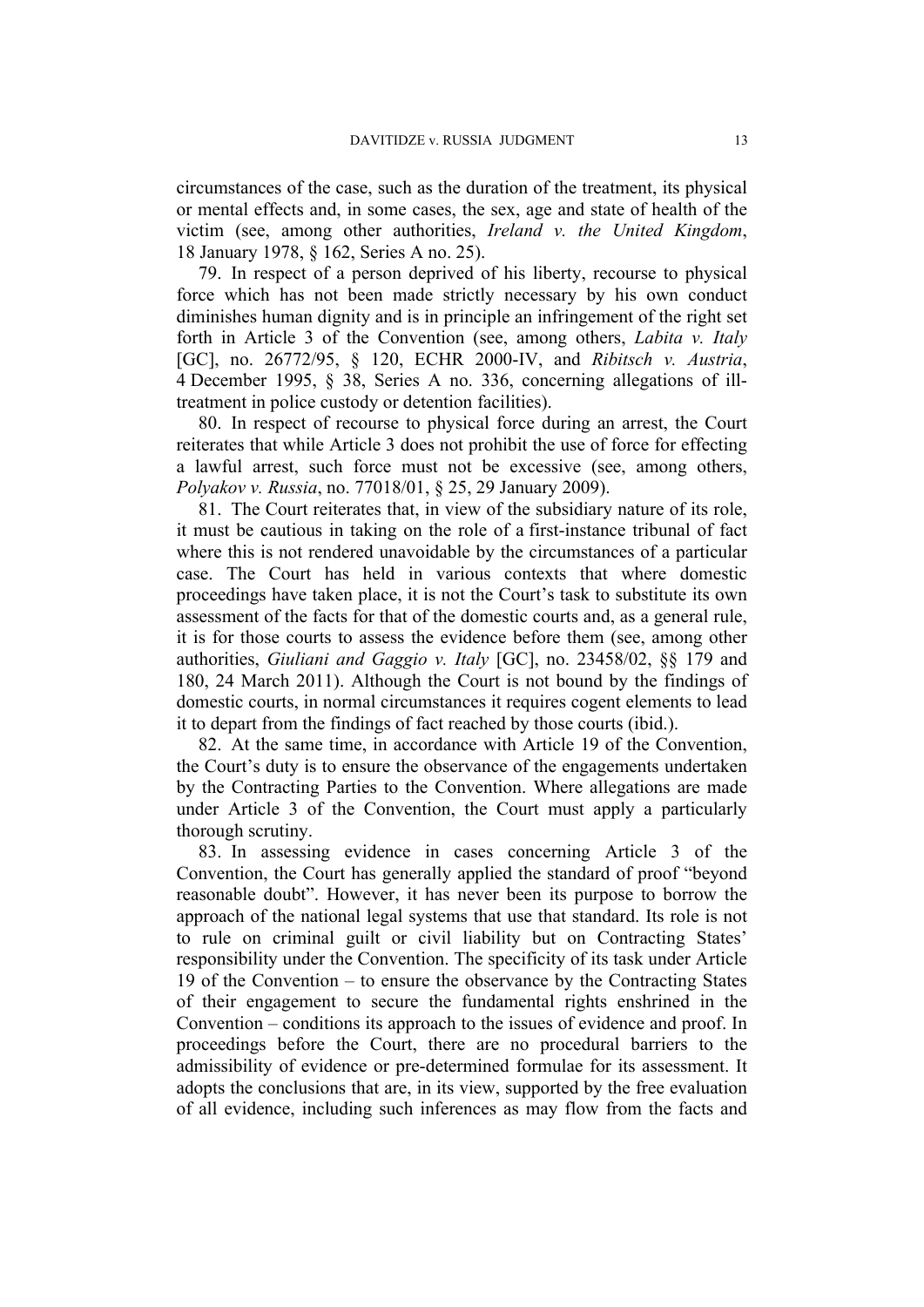circumstances of the case, such as the duration of the treatment, its physical or mental effects and, in some cases, the sex, age and state of health of the victim (see, among other authorities, *Ireland v. the United Kingdom*, 18 January 1978, § 162, Series A no. 25).

79. In respect of a person deprived of his liberty, recourse to physical force which has not been made strictly necessary by his own conduct diminishes human dignity and is in principle an infringement of the right set forth in Article 3 of the Convention (see, among others, *Labita v. Italy* [GC], no. 26772/95, § 120, ECHR 2000-IV, and *Ribitsch v. Austria*, 4 December 1995, § 38, Series A no. 336, concerning allegations of ill-treatment in police custody or detention facilities).

80. In respect of recourse to physical force during an arrest, the Court reiterates that while Article 3 does not prohibit the use of force for effecting a lawful arrest, such force must not be excessive (see, among others, *Polyakov v. Russia*, no. 77018/01, § 25, 29 January 2009).

81. The Court reiterates that, in view of the subsidiary nature of its role, it must be cautious in taking on the role of a first-instance tribunal of fact where this is not rendered unavoidable by the circumstances of a particular case. The Court has held in various contexts that where domestic proceedings have taken place, it is not the Court's task to substitute its own assessment of the facts for that of the domestic courts and, as a general rule, it is for those courts to assess the evidence before them (see, among other authorities, *Giuliani and Gaggio v. Italy* [GC], no. 23458/02, §§ 179 and 180, 24 March 2011). Although the Court is not bound by the findings of domestic courts, in normal circumstances it requires cogent elements to lead it to depart from the findings of fact reached by those courts (ibid.).

82. At the same time, in accordance with Article 19 of the Convention, the Court's duty is to ensure the observance of the engagements undertaken by the Contracting Parties to the Convention. Where allegations are made under Article 3 of the Convention, the Court must apply a particularly thorough scrutiny.

83. In assessing evidence in cases concerning Article 3 of the Convention, the Court has generally applied the standard of proof "beyond reasonable doubt". However, it has never been its purpose to borrow the approach of the national legal systems that use that standard. Its role is not to rule on criminal guilt or civil liability but on Contracting States' responsibility under the Convention. The specificity of its task under Article 19 of the Convention – to ensure the observance by the Contracting States of their engagement to secure the fundamental rights enshrined in the Convention – conditions its approach to the issues of evidence and proof. In proceedings before the Court, there are no procedural barriers to the admissibility of evidence or pre-determined formulae for its assessment. It adopts the conclusions that are, in its view, supported by the free evaluation of all evidence, including such inferences as may flow from the facts and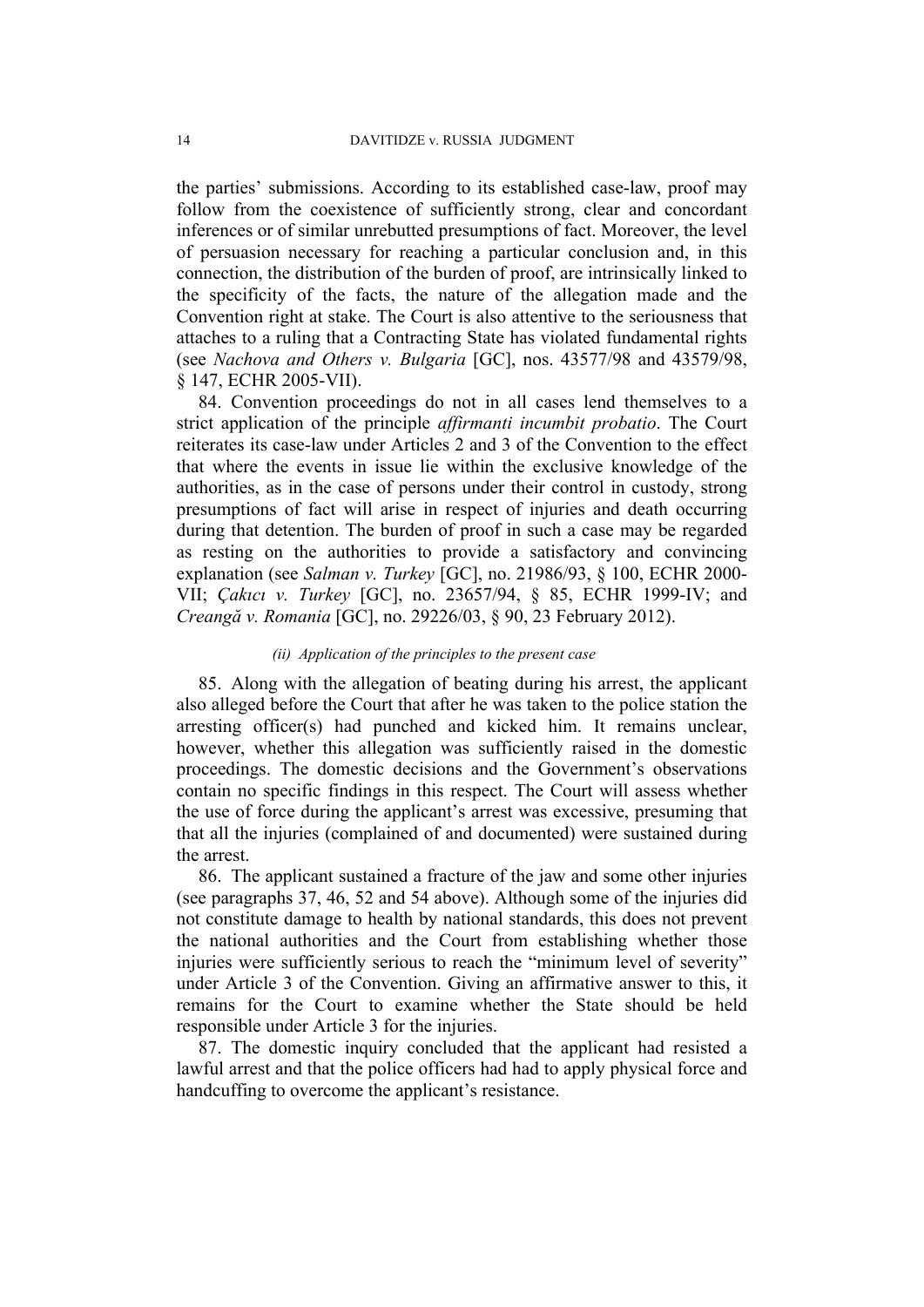the parties' submissions. According to its established case-law, proof may follow from the coexistence of sufficiently strong, clear and concordant inferences or of similar unrebutted presumptions of fact. Moreover, the level of persuasion necessary for reaching a particular conclusion and, in this connection, the distribution of the burden of proof, are intrinsically linked to the specificity of the facts, the nature of the allegation made and the Convention right at stake. The Court is also attentive to the seriousness that attaches to a ruling that a Contracting State has violated fundamental rights (see *Nachova and Others v. Bulgaria* [GC], nos. 43577/98 and 43579/98, § 147, ECHR 2005-VII).

84. Convention proceedings do not in all cases lend themselves to a strict application of the principle *affirmanti incumbit probatio*. The Court reiterates its case-law under Articles 2 and 3 of the Convention to the effect that where the events in issue lie within the exclusive knowledge of the authorities, as in the case of persons under their control in custody, strong presumptions of fact will arise in respect of injuries and death occurring during that detention. The burden of proof in such a case may be regarded as resting on the authorities to provide a satisfactory and convincing explanation (see *Salman v. Turkey* [GC], no. 21986/93, § 100, ECHR 2000-VII; *Çakıcı v. Turkey* [GC], no. 23657/94, § 85, ECHR 1999-IV; and *Creangă v. Romania* [GC], no. 29226/03, § 90, 23 February 2012).

#### *(ii) Application of the principles to the present case*

85. Along with the allegation of beating during his arrest, the applicant also alleged before the Court that after he was taken to the police station the arresting officer(s) had punched and kicked him. It remains unclear, however, whether this allegation was sufficiently raised in the domestic proceedings. The domestic decisions and the Government's observations contain no specific findings in this respect. The Court will assess whether the use of force during the applicant's arrest was excessive, presuming that that all the injuries (complained of and documented) were sustained during the arrest.

86. The applicant sustained a fracture of the jaw and some other injuries (see paragraphs 37, 46, 52 and 54 above). Although some of the injuries did not constitute damage to health by national standards, this does not prevent the national authorities and the Court from establishing whether those injuries were sufficiently serious to reach the "minimum level of severity" under Article 3 of the Convention. Giving an affirmative answer to this, it remains for the Court to examine whether the State should be held responsible under Article 3 for the injuries.

87. The domestic inquiry concluded that the applicant had resisted a lawful arrest and that the police officers had had to apply physical force and handcuffing to overcome the applicant's resistance.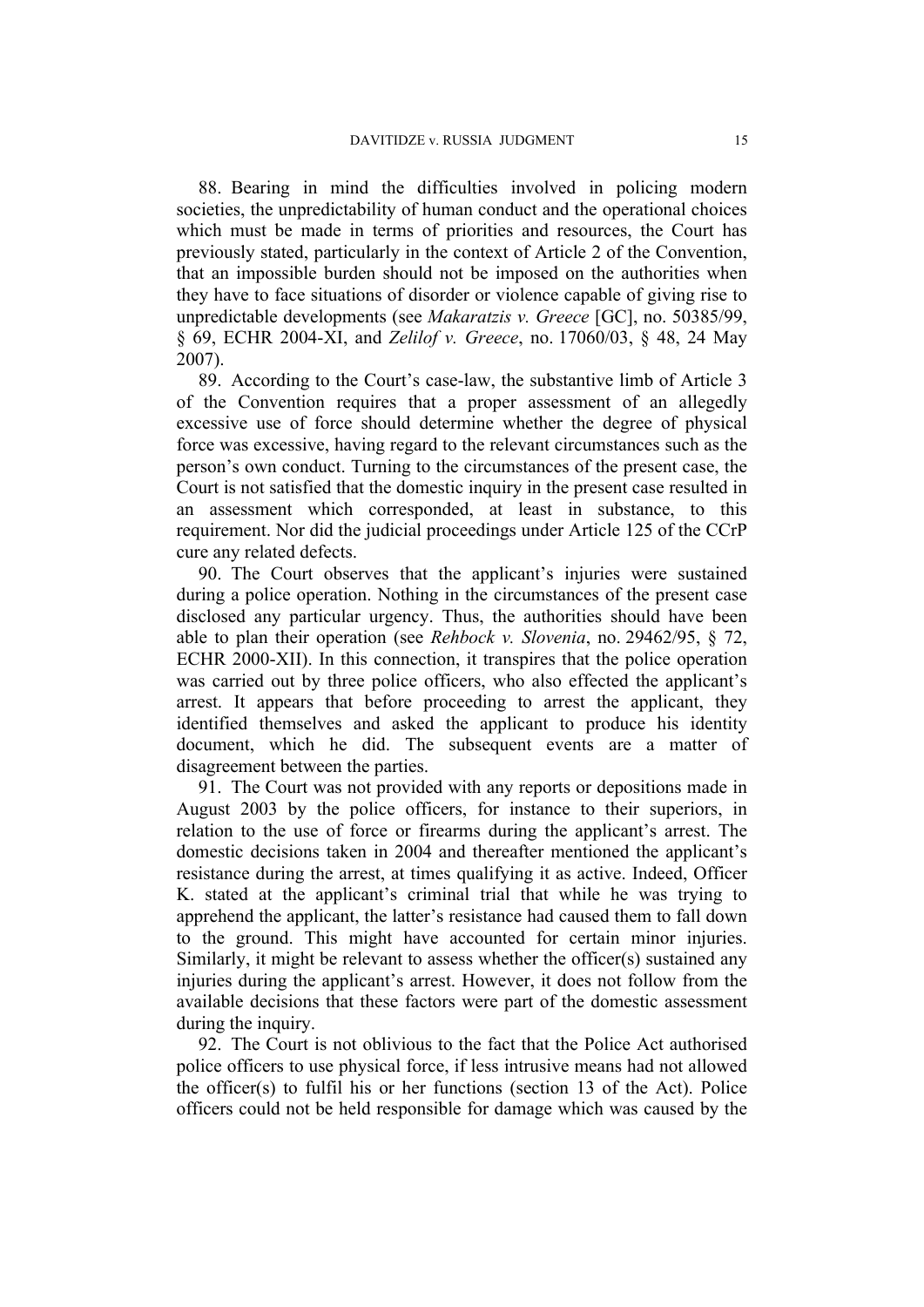88. Bearing in mind the difficulties involved in policing modern societies, the unpredictability of human conduct and the operational choices which must be made in terms of priorities and resources, the Court has previously stated, particularly in the context of Article 2 of the Convention, that an impossible burden should not be imposed on the authorities when they have to face situations of disorder or violence capable of giving rise to unpredictable developments (see *Makaratzis v. Greece* [GC], no. 50385/99, § 69, ECHR 2004-XI, and *Zelilof v. Greece*, no. 17060/03, § 48, 24 May 2007).

89. According to the Court's case-law, the substantive limb of Article 3 of the Convention requires that a proper assessment of an allegedly excessive use of force should determine whether the degree of physical force was excessive, having regard to the relevant circumstances such as the person's own conduct. Turning to the circumstances of the present case, the Court is not satisfied that the domestic inquiry in the present case resulted in an assessment which corresponded, at least in substance, to this requirement. Nor did the judicial proceedings under Article 125 of the CCrP cure any related defects.

90. The Court observes that the applicant's injuries were sustained during a police operation. Nothing in the circumstances of the present case disclosed any particular urgency. Thus, the authorities should have been able to plan their operation (see *Rehbock v. Slovenia*, no. 29462/95, § 72, ECHR 2000-XII). In this connection, it transpires that the police operation was carried out by three police officers, who also effected the applicant's arrest. It appears that before proceeding to arrest the applicant, they identified themselves and asked the applicant to produce his identity document, which he did. The subsequent events are a matter of disagreement between the parties.

91. The Court was not provided with any reports or depositions made in August 2003 by the police officers, for instance to their superiors, in relation to the use of force or firearms during the applicant's arrest. The domestic decisions taken in 2004 and thereafter mentioned the applicant's resistance during the arrest, at times qualifying it as active. Indeed, Officer K. stated at the applicant's criminal trial that while he was trying to apprehend the applicant, the latter's resistance had caused them to fall down to the ground. This might have accounted for certain minor injuries. Similarly, it might be relevant to assess whether the officer(s) sustained any injuries during the applicant's arrest. However, it does not follow from the available decisions that these factors were part of the domestic assessment during the inquiry.

92. The Court is not oblivious to the fact that the Police Act authorised police officers to use physical force, if less intrusive means had not allowed the officer(s) to fulfil his or her functions (section 13 of the Act). Police officers could not be held responsible for damage which was caused by the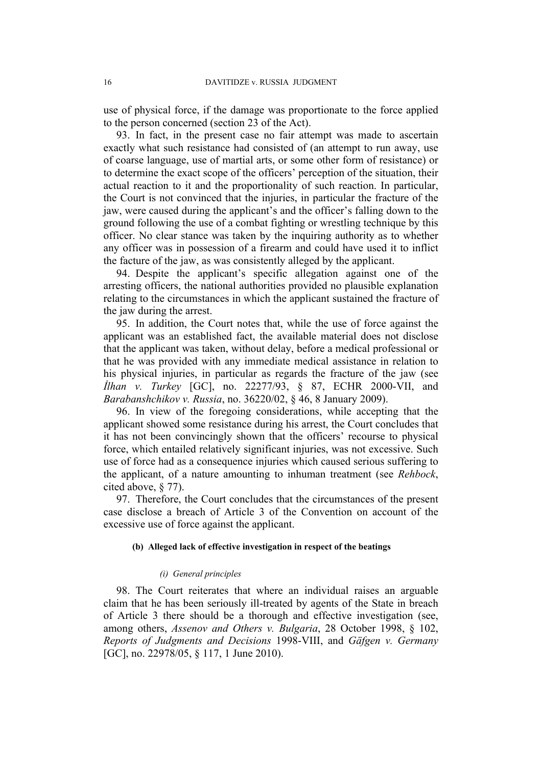use of physical force, if the damage was proportionate to the force applied to the person concerned (section 23 of the Act).

93. In fact, in the present case no fair attempt was made to ascertain exactly what such resistance had consisted of (an attempt to run away, use of coarse language, use of martial arts, or some other form of resistance) or to determine the exact scope of the officers' perception of the situation, their actual reaction to it and the proportionality of such reaction. In particular, the Court is not convinced that the injuries, in particular the fracture of the jaw, were caused during the applicant's and the officer's falling down to the ground following the use of a combat fighting or wrestling technique by this officer. No clear stance was taken by the inquiring authority as to whether any officer was in possession of a firearm and could have used it to inflict the facture of the jaw, as was consistently alleged by the applicant.

94. Despite the applicant's specific allegation against one of the arresting officers, the national authorities provided no plausible explanation relating to the circumstances in which the applicant sustained the fracture of the jaw during the arrest.

95. In addition, the Court notes that, while the use of force against the applicant was an established fact, the available material does not disclose that the applicant was taken, without delay, before a medical professional or that he was provided with any immediate medical assistance in relation to his physical injuries, in particular as regards the fracture of the jaw (see *İlhan v. Turkey* [GC], no. 22277/93, § 87, ECHR 2000-VII, and *Barabanshchikov v. Russia*, no. 36220/02, § 46, 8 January 2009).

96. In view of the foregoing considerations, while accepting that the applicant showed some resistance during his arrest, the Court concludes that it has not been convincingly shown that the officers' recourse to physical force, which entailed relatively significant injuries, was not excessive. Such use of force had as a consequence injuries which caused serious suffering to the applicant, of a nature amounting to inhuman treatment (see *Rehbock*, cited above, § 77).

97. Therefore, the Court concludes that the circumstances of the present case disclose a breach of Article 3 of the Convention on account of the excessive use of force against the applicant.

#### (b) Alleged lack of effective investigation in respect of the beatings

##### *(i) General principles*

98. The Court reiterates that where an individual raises an arguable claim that he has been seriously ill-treated by agents of the State in breach of Article 3 there should be a thorough and effective investigation (see, among others, *Assenov and Others v. Bulgaria*, 28 October 1998, § 102, *Reports of Judgments and Decisions* 1998-VIII, and *Gäfgen v. Germany* [GC], no. 22978/05, § 117, 1 June 2010).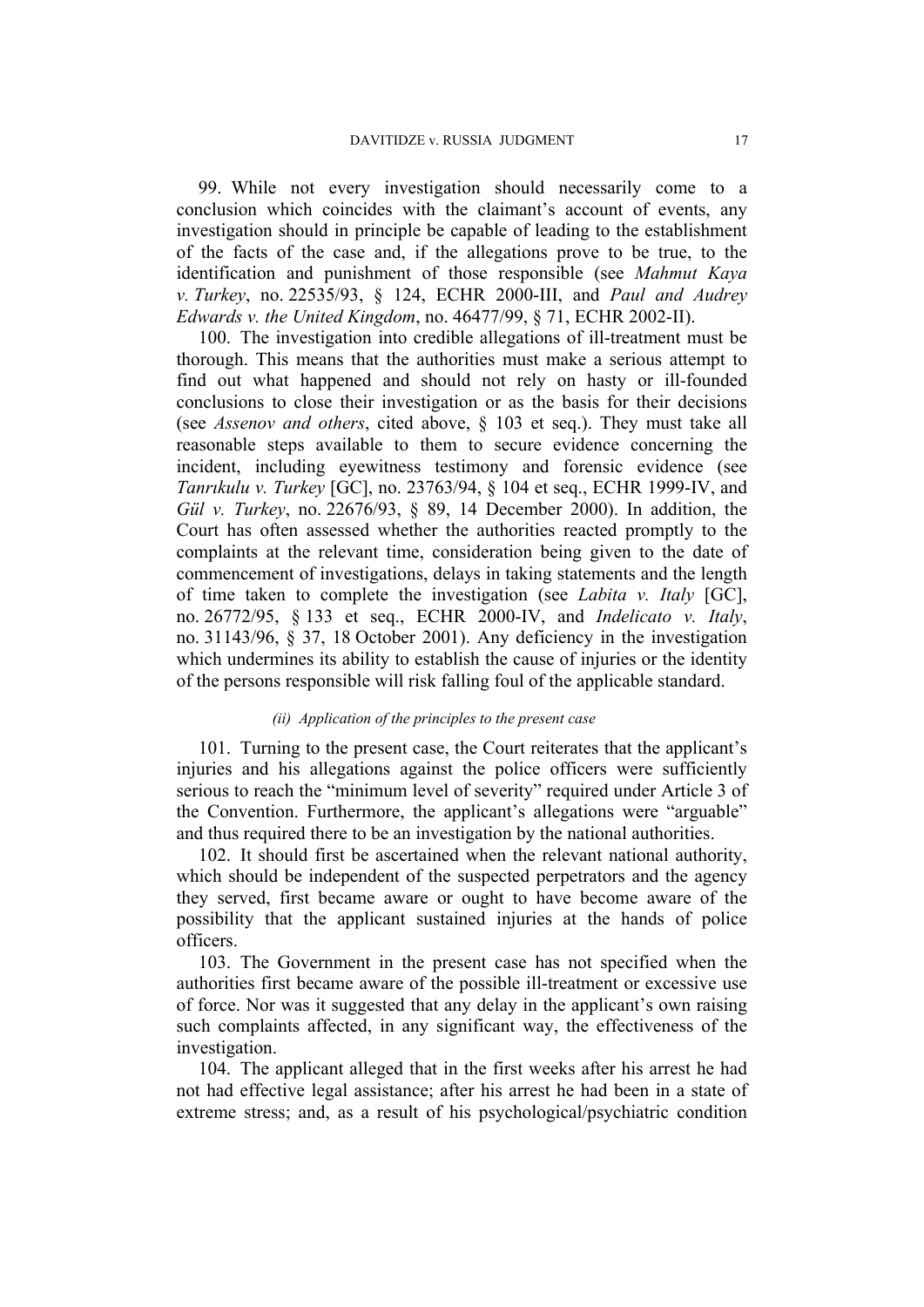99. While not every investigation should necessarily come to a conclusion which coincides with the claimant's account of events, any investigation should in principle be capable of leading to the establishment of the facts of the case and, if the allegations prove to be true, to the identification and punishment of those responsible (see *Mahmut Kaya v. Turkey*, no. 22535/93, § 124, ECHR 2000-III, and *Paul and Audrey Edwards v. the United Kingdom*, no. 46477/99, § 71, ECHR 2002-II).

100. The investigation into credible allegations of ill-treatment must be thorough. This means that the authorities must make a serious attempt to find out what happened and should not rely on hasty or ill-founded conclusions to close their investigation or as the basis for their decisions (see *Assenov and others*, cited above, § 103 et seq.). They must take all reasonable steps available to them to secure evidence concerning the incident, including eyewitness testimony and forensic evidence (see *Tanrıkulu v. Turkey* [GC], no. 23763/94, § 104 et seq., ECHR 1999-IV, and *Gül v. Turkey*, no. 22676/93, § 89, 14 December 2000). In addition, the Court has often assessed whether the authorities reacted promptly to the complaints at the relevant time, consideration being given to the date of commencement of investigations, delays in taking statements and the length of time taken to complete the investigation (see *Labita v. Italy* [GC], no. 26772/95, § 133 et seq., ECHR 2000-IV, and *Indelicato v. Italy*, no. 31143/96, § 37, 18 October 2001). Any deficiency in the investigation which undermines its ability to establish the cause of injuries or the identity of the persons responsible will risk falling foul of the applicable standard.

*(ii) Application of the principles to the present case*

101. Turning to the present case, the Court reiterates that the applicant's injuries and his allegations against the police officers were sufficiently serious to reach the "minimum level of severity" required under Article 3 of the Convention. Furthermore, the applicant's allegations were "arguable" and thus required there to be an investigation by the national authorities.

102. It should first be ascertained when the relevant national authority, which should be independent of the suspected perpetrators and the agency they served, first became aware or ought to have become aware of the possibility that the applicant sustained injuries at the hands of police officers.

103. The Government in the present case has not specified when the authorities first became aware of the possible ill-treatment or excessive use of force. Nor was it suggested that any delay in the applicant's own raising such complaints affected, in any significant way, the effectiveness of the investigation.

104. The applicant alleged that in the first weeks after his arrest he had not had effective legal assistance; after his arrest he had been in a state of extreme stress; and, as a result of his psychological/psychiatric condition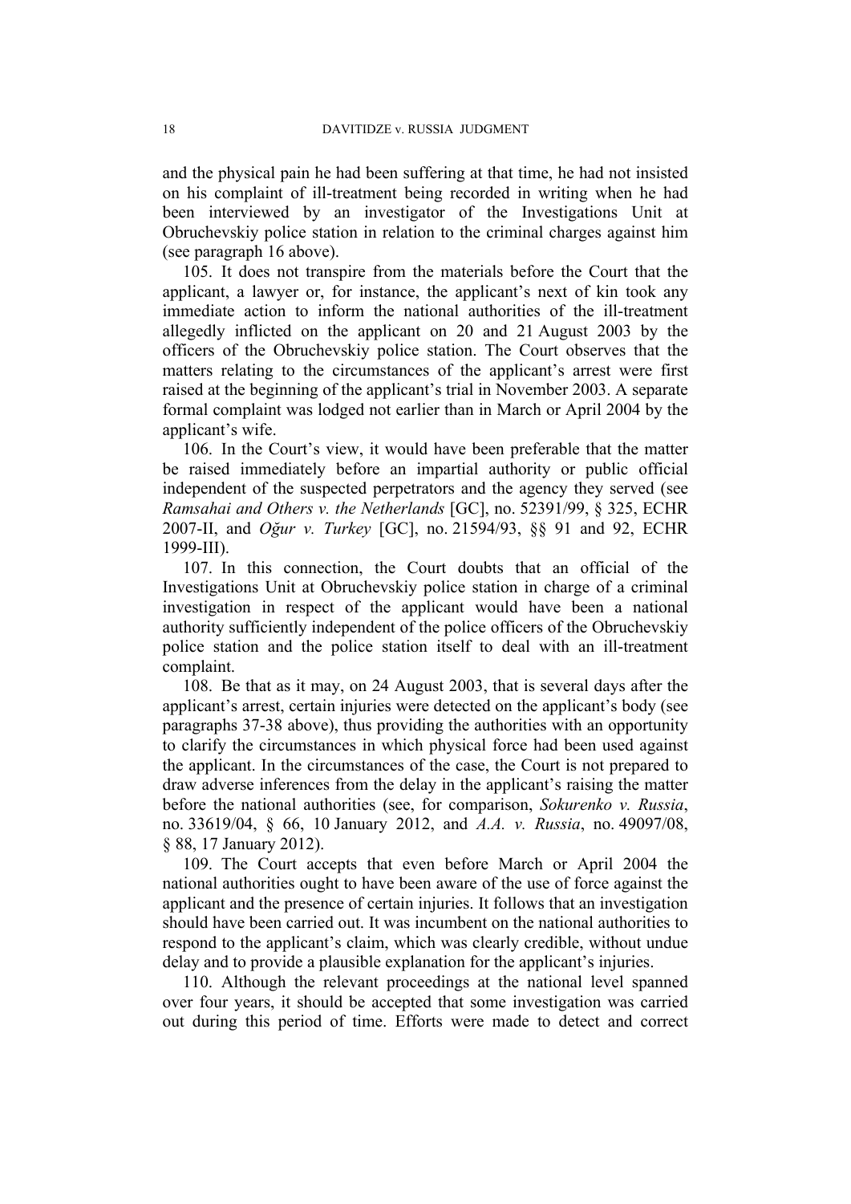and the physical pain he had been suffering at that time, he had not insisted on his complaint of ill-treatment being recorded in writing when he had been interviewed by an investigator of the Investigations Unit at Obruchevskiy police station in relation to the criminal charges against him (see paragraph 16 above).

105. It does not transpire from the materials before the Court that the applicant, a lawyer or, for instance, the applicant's next of kin took any immediate action to inform the national authorities of the ill-treatment allegedly inflicted on the applicant on 20 and 21 August 2003 by the officers of the Obruchevskiy police station. The Court observes that the matters relating to the circumstances of the applicant's arrest were first raised at the beginning of the applicant's trial in November 2003. A separate formal complaint was lodged not earlier than in March or April 2004 by the applicant's wife.

106. In the Court's view, it would have been preferable that the matter be raised immediately before an impartial authority or public official independent of the suspected perpetrators and the agency they served (see *Ramsahai and Others v. the Netherlands* [GC], no. 52391/99, § 325, ECHR 2007-II, and *Oğur v. Turkey* [GC], no. 21594/93, §§ 91 and 92, ECHR 1999-III).

107. In this connection, the Court doubts that an official of the Investigations Unit at Obruchevskiy police station in charge of a criminal investigation in respect of the applicant would have been a national authority sufficiently independent of the police officers of the Obruchevskiy police station and the police station itself to deal with an ill-treatment complaint.

108. Be that as it may, on 24 August 2003, that is several days after the applicant's arrest, certain injuries were detected on the applicant's body (see paragraphs 37-38 above), thus providing the authorities with an opportunity to clarify the circumstances in which physical force had been used against the applicant. In the circumstances of the case, the Court is not prepared to draw adverse inferences from the delay in the applicant's raising the matter before the national authorities (see, for comparison, *Sokurenko v. Russia*, no. 33619/04, § 66, 10 January 2012, and *A.A. v. Russia*, no. 49097/08, § 88, 17 January 2012).

109. The Court accepts that even before March or April 2004 the national authorities ought to have been aware of the use of force against the applicant and the presence of certain injuries. It follows that an investigation should have been carried out. It was incumbent on the national authorities to respond to the applicant's claim, which was clearly credible, without undue delay and to provide a plausible explanation for the applicant's injuries.

110. Although the relevant proceedings at the national level spanned over four years, it should be accepted that some investigation was carried out during this period of time. Efforts were made to detect and correct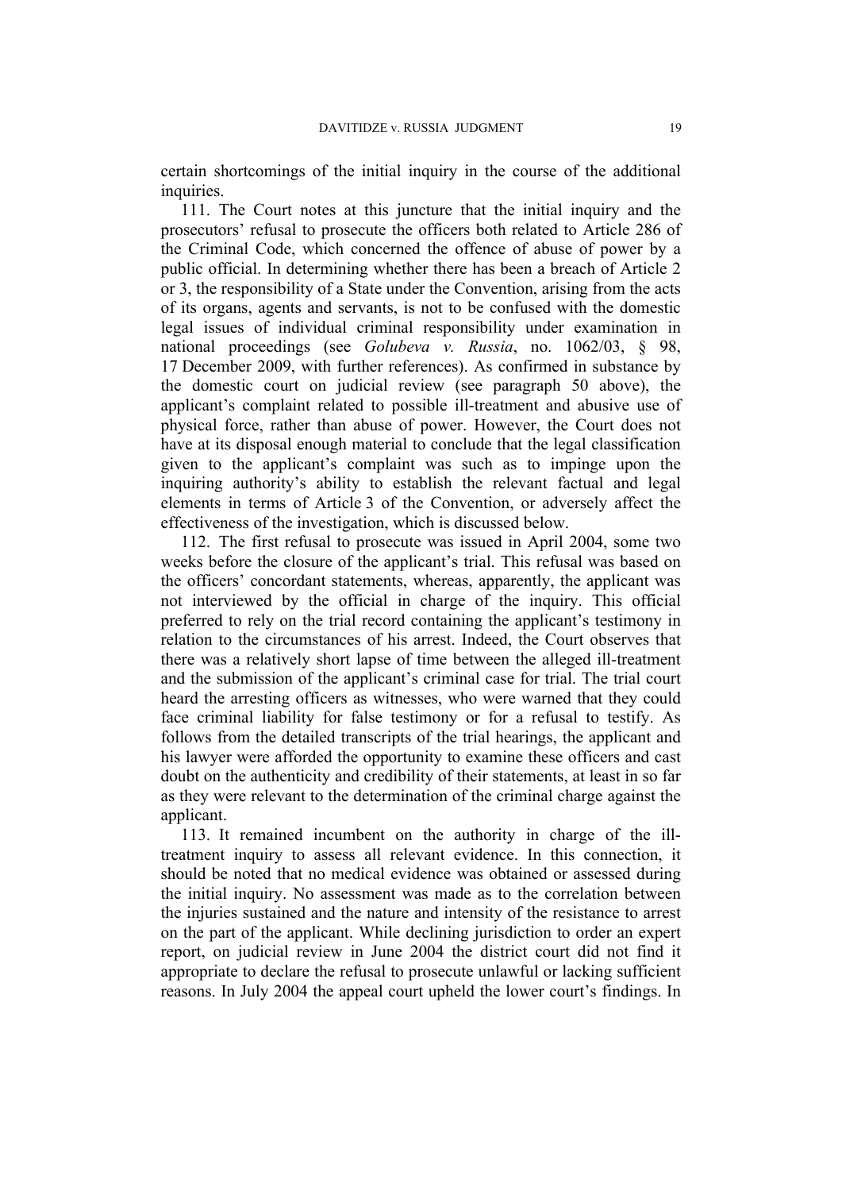certain shortcomings of the initial inquiry in the course of the additional inquiries.

111. The Court notes at this juncture that the initial inquiry and the prosecutors' refusal to prosecute the officers both related to Article 286 of the Criminal Code, which concerned the offence of abuse of power by a public official. In determining whether there has been a breach of Article 2 or 3, the responsibility of a State under the Convention, arising from the acts of its organs, agents and servants, is not to be confused with the domestic legal issues of individual criminal responsibility under examination in national proceedings (see *Golubeva v. Russia*, no. 1062/03, § 98, 17 December 2009, with further references). As confirmed in substance by the domestic court on judicial review (see paragraph 50 above), the applicant's complaint related to possible ill-treatment and abusive use of physical force, rather than abuse of power. However, the Court does not have at its disposal enough material to conclude that the legal classification given to the applicant's complaint was such as to impinge upon the inquiring authority's ability to establish the relevant factual and legal elements in terms of Article 3 of the Convention, or adversely affect the effectiveness of the investigation, which is discussed below.

112. The first refusal to prosecute was issued in April 2004, some two weeks before the closure of the applicant's trial. This refusal was based on the officers' concordant statements, whereas, apparently, the applicant was not interviewed by the official in charge of the inquiry. This official preferred to rely on the trial record containing the applicant's testimony in relation to the circumstances of his arrest. Indeed, the Court observes that there was a relatively short lapse of time between the alleged ill-treatment and the submission of the applicant's criminal case for trial. The trial court heard the arresting officers as witnesses, who were warned that they could face criminal liability for false testimony or for a refusal to testify. As follows from the detailed transcripts of the trial hearings, the applicant and his lawyer were afforded the opportunity to examine these officers and cast doubt on the authenticity and credibility of their statements, at least in so far as they were relevant to the determination of the criminal charge against the applicant.

113. It remained incumbent on the authority in charge of the ill-treatment inquiry to assess all relevant evidence. In this connection, it should be noted that no medical evidence was obtained or assessed during the initial inquiry. No assessment was made as to the correlation between the injuries sustained and the nature and intensity of the resistance to arrest on the part of the applicant. While declining jurisdiction to order an expert report, on judicial review in June 2004 the district court did not find it appropriate to declare the refusal to prosecute unlawful or lacking sufficient reasons. In July 2004 the appeal court upheld the lower court's findings. In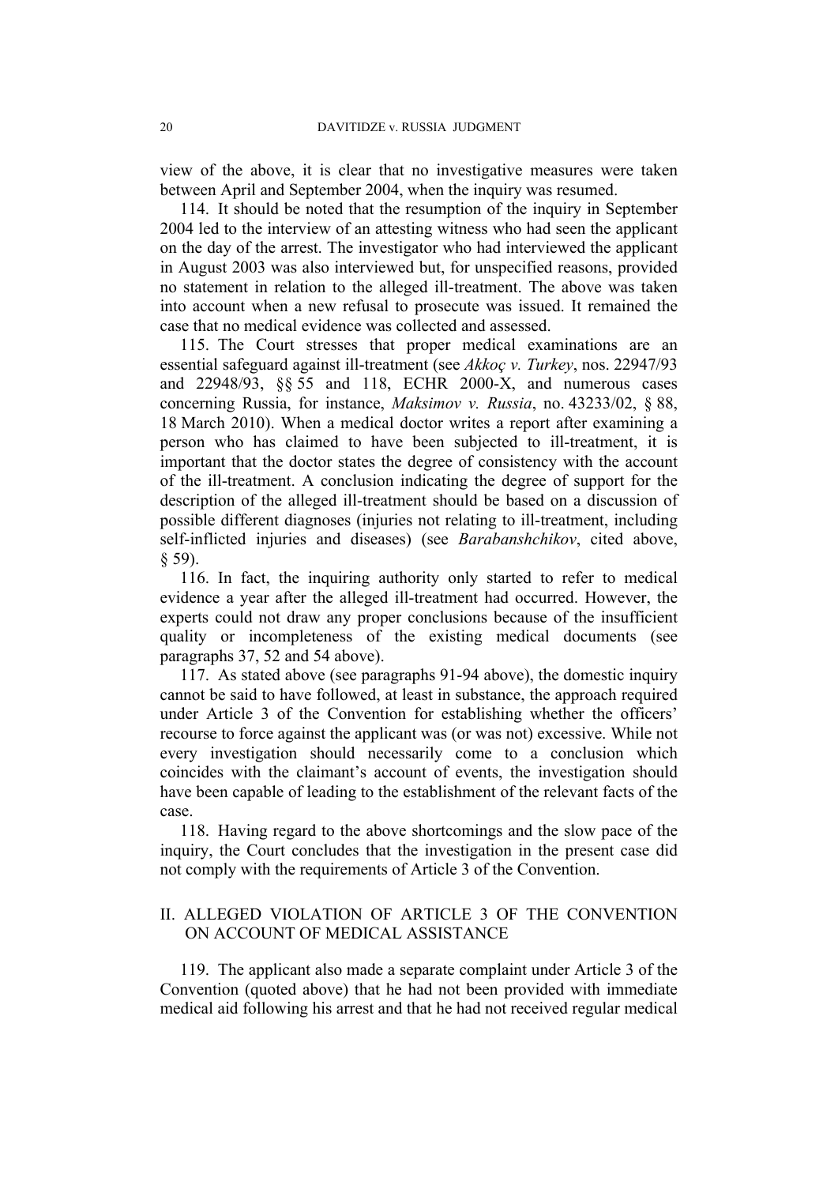view of the above, it is clear that no investigative measures were taken between April and September 2004, when the inquiry was resumed.

114. It should be noted that the resumption of the inquiry in September 2004 led to the interview of an attesting witness who had seen the applicant on the day of the arrest. The investigator who had interviewed the applicant in August 2003 was also interviewed but, for unspecified reasons, provided no statement in relation to the alleged ill-treatment. The above was taken into account when a new refusal to prosecute was issued. It remained the case that no medical evidence was collected and assessed.

115. The Court stresses that proper medical examinations are an essential safeguard against ill-treatment (see *Akkoç v. Turkey*, nos. 22947/93 and 22948/93, §§ 55 and 118, ECHR 2000-X, and numerous cases concerning Russia, for instance, *Maksimov v. Russia*, no. 43233/02, § 88, 18 March 2010). When a medical doctor writes a report after examining a person who has claimed to have been subjected to ill-treatment, it is important that the doctor states the degree of consistency with the account of the ill-treatment. A conclusion indicating the degree of support for the description of the alleged ill-treatment should be based on a discussion of possible different diagnoses (injuries not relating to ill-treatment, including self-inflicted injuries and diseases) (see *Barabanshchikov*, cited above, § 59).

116. In fact, the inquiring authority only started to refer to medical evidence a year after the alleged ill-treatment had occurred. However, the experts could not draw any proper conclusions because of the insufficient quality or incompleteness of the existing medical documents (see paragraphs 37, 52 and 54 above).

117. As stated above (see paragraphs 91-94 above), the domestic inquiry cannot be said to have followed, at least in substance, the approach required under Article 3 of the Convention for establishing whether the officers' recourse to force against the applicant was (or was not) excessive. While not every investigation should necessarily come to a conclusion which coincides with the claimant's account of events, the investigation should have been capable of leading to the establishment of the relevant facts of the case.

118. Having regard to the above shortcomings and the slow pace of the inquiry, the Court concludes that the investigation in the present case did not comply with the requirements of Article 3 of the Convention.

## II. ALLEGED VIOLATION OF ARTICLE 3 OF THE CONVENTION ON ACCOUNT OF MEDICAL ASSISTANCE

119. The applicant also made a separate complaint under Article 3 of the Convention (quoted above) that he had not been provided with immediate medical aid following his arrest and that he had not received regular medical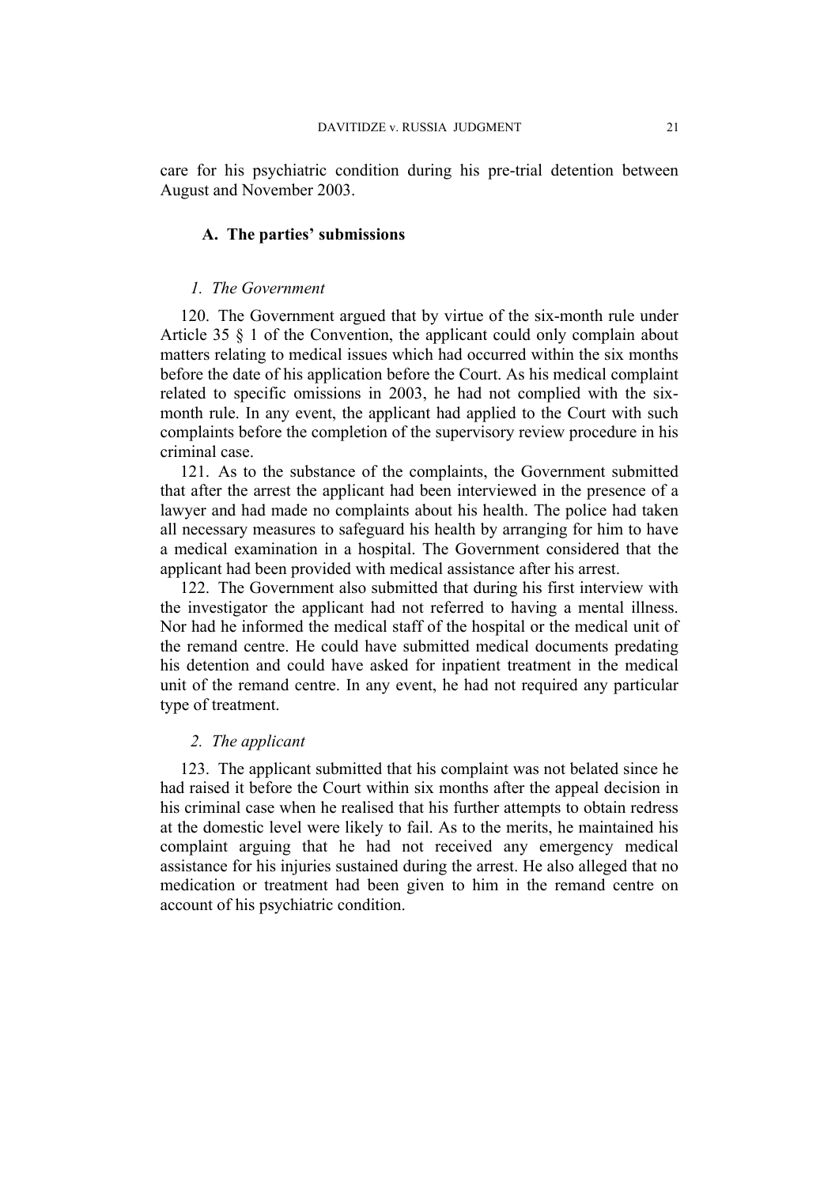care for his psychiatric condition during his pre-trial detention between August and November 2003.

### A. The parties' submissions

#### *1. The Government*

120. The Government argued that by virtue of the six-month rule under Article 35 § 1 of the Convention, the applicant could only complain about matters relating to medical issues which had occurred within the six months before the date of his application before the Court. As his medical complaint related to specific omissions in 2003, he had not complied with the six-month rule. In any event, the applicant had applied to the Court with such complaints before the completion of the supervisory review procedure in his criminal case.

121. As to the substance of the complaints, the Government submitted that after the arrest the applicant had been interviewed in the presence of a lawyer and had made no complaints about his health. The police had taken all necessary measures to safeguard his health by arranging for him to have a medical examination in a hospital. The Government considered that the applicant had been provided with medical assistance after his arrest.

122. The Government also submitted that during his first interview with the investigator the applicant had not referred to having a mental illness. Nor had he informed the medical staff of the hospital or the medical unit of the remand centre. He could have submitted medical documents predating his detention and could have asked for inpatient treatment in the medical unit of the remand centre. In any event, he had not required any particular type of treatment.

#### *2. The applicant*

123. The applicant submitted that his complaint was not belated since he had raised it before the Court within six months after the appeal decision in his criminal case when he realised that his further attempts to obtain redress at the domestic level were likely to fail. As to the merits, he maintained his complaint arguing that he had not received any emergency medical assistance for his injuries sustained during the arrest. He also alleged that no medication or treatment had been given to him in the remand centre on account of his psychiatric condition.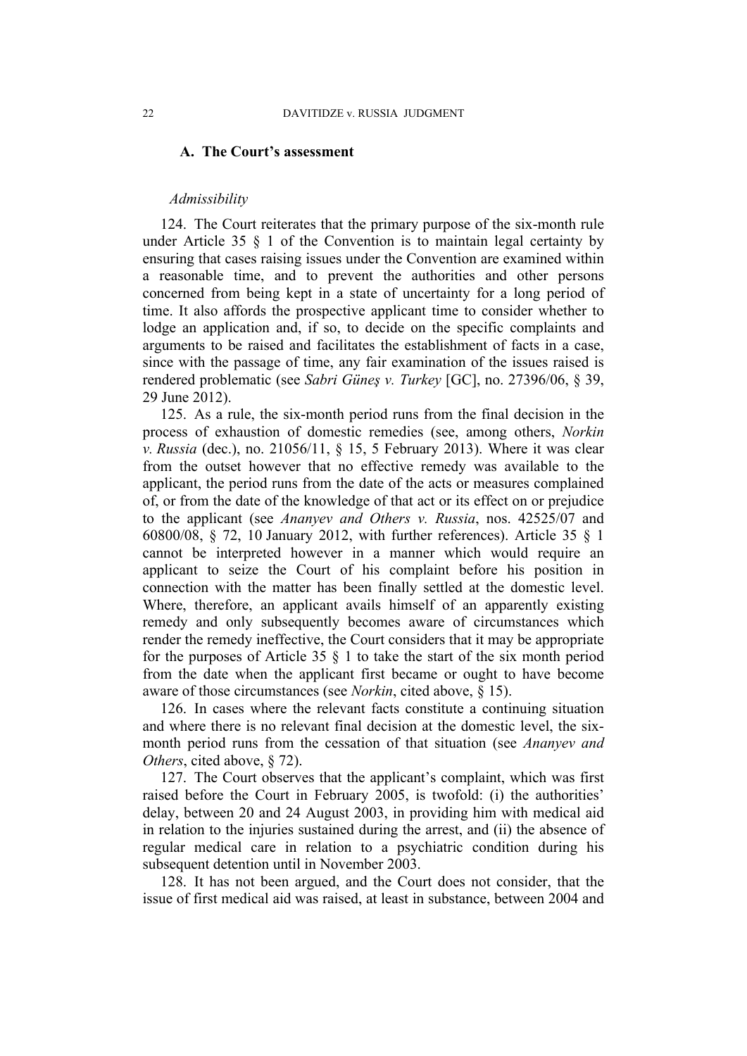## A. The Court's assessment

*Admissibility*

124. The Court reiterates that the primary purpose of the six-month rule under Article 35 § 1 of the Convention is to maintain legal certainty by ensuring that cases raising issues under the Convention are examined within a reasonable time, and to prevent the authorities and other persons concerned from being kept in a state of uncertainty for a long period of time. It also affords the prospective applicant time to consider whether to lodge an application and, if so, to decide on the specific complaints and arguments to be raised and facilitates the establishment of facts in a case, since with the passage of time, any fair examination of the issues raised is rendered problematic (see *Sabri Güneş v. Turkey* [GC], no. 27396/06, § 39, 29 June 2012).

125. As a rule, the six-month period runs from the final decision in the process of exhaustion of domestic remedies (see, among others, *Norkin v. Russia* (dec.), no. 21056/11, § 15, 5 February 2013). Where it was clear from the outset however that no effective remedy was available to the applicant, the period runs from the date of the acts or measures complained of, or from the date of the knowledge of that act or its effect on or prejudice to the applicant (see *Ananyev and Others v. Russia*, nos. 42525/07 and 60800/08, § 72, 10 January 2012, with further references). Article 35 § 1 cannot be interpreted however in a manner which would require an applicant to seize the Court of his complaint before his position in connection with the matter has been finally settled at the domestic level. Where, therefore, an applicant avails himself of an apparently existing remedy and only subsequently becomes aware of circumstances which render the remedy ineffective, the Court considers that it may be appropriate for the purposes of Article 35 § 1 to take the start of the six month period from the date when the applicant first became or ought to have become aware of those circumstances (see *Norkin*, cited above, § 15).

126. In cases where the relevant facts constitute a continuing situation and where there is no relevant final decision at the domestic level, the six-month period runs from the cessation of that situation (see *Ananyev and Others*, cited above, § 72).

127. The Court observes that the applicant's complaint, which was first raised before the Court in February 2005, is twofold: (i) the authorities' delay, between 20 and 24 August 2003, in providing him with medical aid in relation to the injuries sustained during the arrest, and (ii) the absence of regular medical care in relation to a psychiatric condition during his subsequent detention until in November 2003.

128. It has not been argued, and the Court does not consider, that the issue of first medical aid was raised, at least in substance, between 2004 and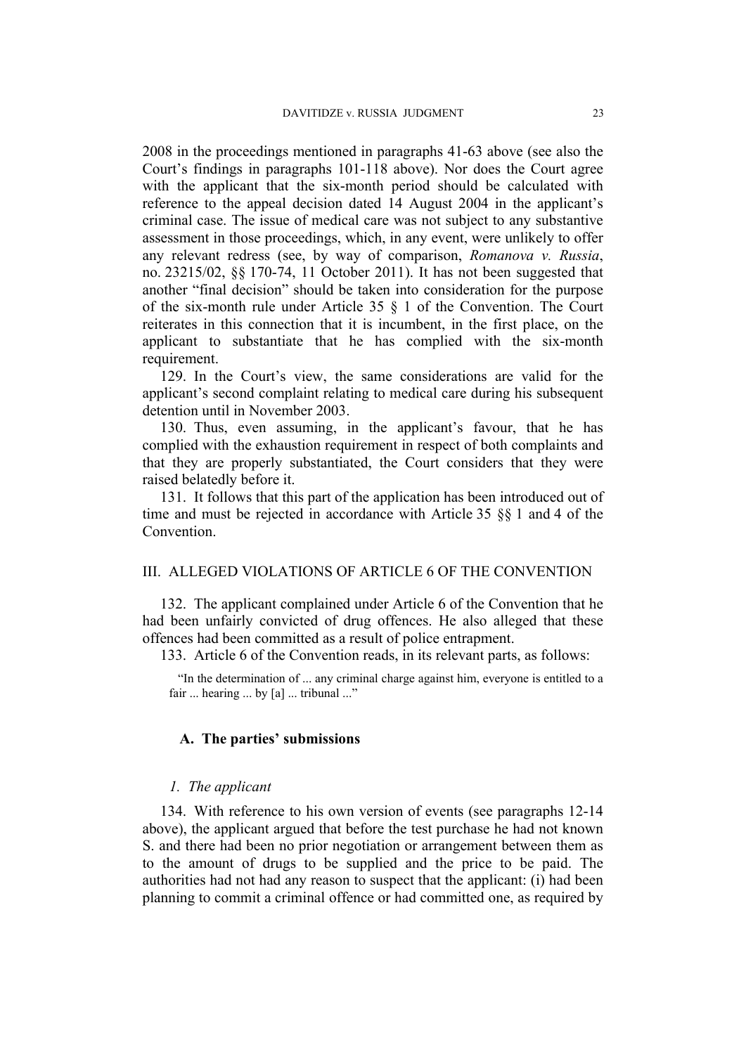2008 in the proceedings mentioned in paragraphs 41-63 above (see also the Court's findings in paragraphs 101-118 above). Nor does the Court agree with the applicant that the six-month period should be calculated with reference to the appeal decision dated 14 August 2004 in the applicant's criminal case. The issue of medical care was not subject to any substantive assessment in those proceedings, which, in any event, were unlikely to offer any relevant redress (see, by way of comparison, *Romanova v. Russia*, no. 23215/02, §§ 170-74, 11 October 2011). It has not been suggested that another "final decision" should be taken into consideration for the purpose of the six-month rule under Article 35 § 1 of the Convention. The Court reiterates in this connection that it is incumbent, in the first place, on the applicant to substantiate that he has complied with the six-month requirement.

129. In the Court's view, the same considerations are valid for the applicant's second complaint relating to medical care during his subsequent detention until in November 2003.

130. Thus, even assuming, in the applicant's favour, that he has complied with the exhaustion requirement in respect of both complaints and that they are properly substantiated, the Court considers that they were raised belatedly before it.

131. It follows that this part of the application has been introduced out of time and must be rejected in accordance with Article 35 §§ 1 and 4 of the Convention.

## III. ALLEGED VIOLATIONS OF ARTICLE 6 OF THE CONVENTION

132. The applicant complained under Article 6 of the Convention that he had been unfairly convicted of drug offences. He also alleged that these offences had been committed as a result of police entrapment.

133. Article 6 of the Convention reads, in its relevant parts, as follows:

> "In the determination of ... any criminal charge against him, everyone is entitled to a fair ... hearing ... by [a] ... tribunal ..."

### A. The parties' submissions

#### *1. The applicant*

134. With reference to his own version of events (see paragraphs 12-14 above), the applicant argued that before the test purchase he had not known S. and there had been no prior negotiation or arrangement between them as to the amount of drugs to be supplied and the price to be paid. The authorities had not had any reason to suspect that the applicant: (i) had been planning to commit a criminal offence or had committed one, as required by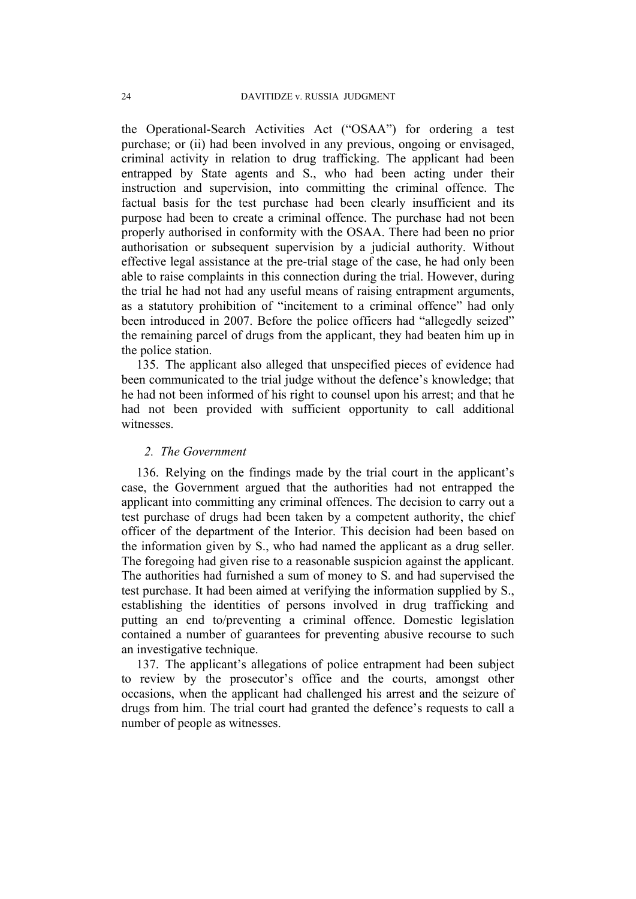the Operational-Search Activities Act ("OSAA") for ordering a test purchase; or (ii) had been involved in any previous, ongoing or envisaged, criminal activity in relation to drug trafficking. The applicant had been entrapped by State agents and S., who had been acting under their instruction and supervision, into committing the criminal offence. The factual basis for the test purchase had been clearly insufficient and its purpose had been to create a criminal offence. The purchase had not been properly authorised in conformity with the OSAA. There had been no prior authorisation or subsequent supervision by a judicial authority. Without effective legal assistance at the pre-trial stage of the case, he had only been able to raise complaints in this connection during the trial. However, during the trial he had not had any useful means of raising entrapment arguments, as a statutory prohibition of "incitement to a criminal offence" had only been introduced in 2007. Before the police officers had "allegedly seized" the remaining parcel of drugs from the applicant, they had beaten him up in the police station.

135. The applicant also alleged that unspecified pieces of evidence had been communicated to the trial judge without the defence's knowledge; that he had not been informed of his right to counsel upon his arrest; and that he had not been provided with sufficient opportunity to call additional witnesses.

### *2. The Government*

136. Relying on the findings made by the trial court in the applicant's case, the Government argued that the authorities had not entrapped the applicant into committing any criminal offences. The decision to carry out a test purchase of drugs had been taken by a competent authority, the chief officer of the department of the Interior. This decision had been based on the information given by S., who had named the applicant as a drug seller. The foregoing had given rise to a reasonable suspicion against the applicant. The authorities had furnished a sum of money to S. and had supervised the test purchase. It had been aimed at verifying the information supplied by S., establishing the identities of persons involved in drug trafficking and putting an end to/preventing a criminal offence. Domestic legislation contained a number of guarantees for preventing abusive recourse to such an investigative technique.

137. The applicant's allegations of police entrapment had been subject to review by the prosecutor's office and the courts, amongst other occasions, when the applicant had challenged his arrest and the seizure of drugs from him. The trial court had granted the defence's requests to call a number of people as witnesses.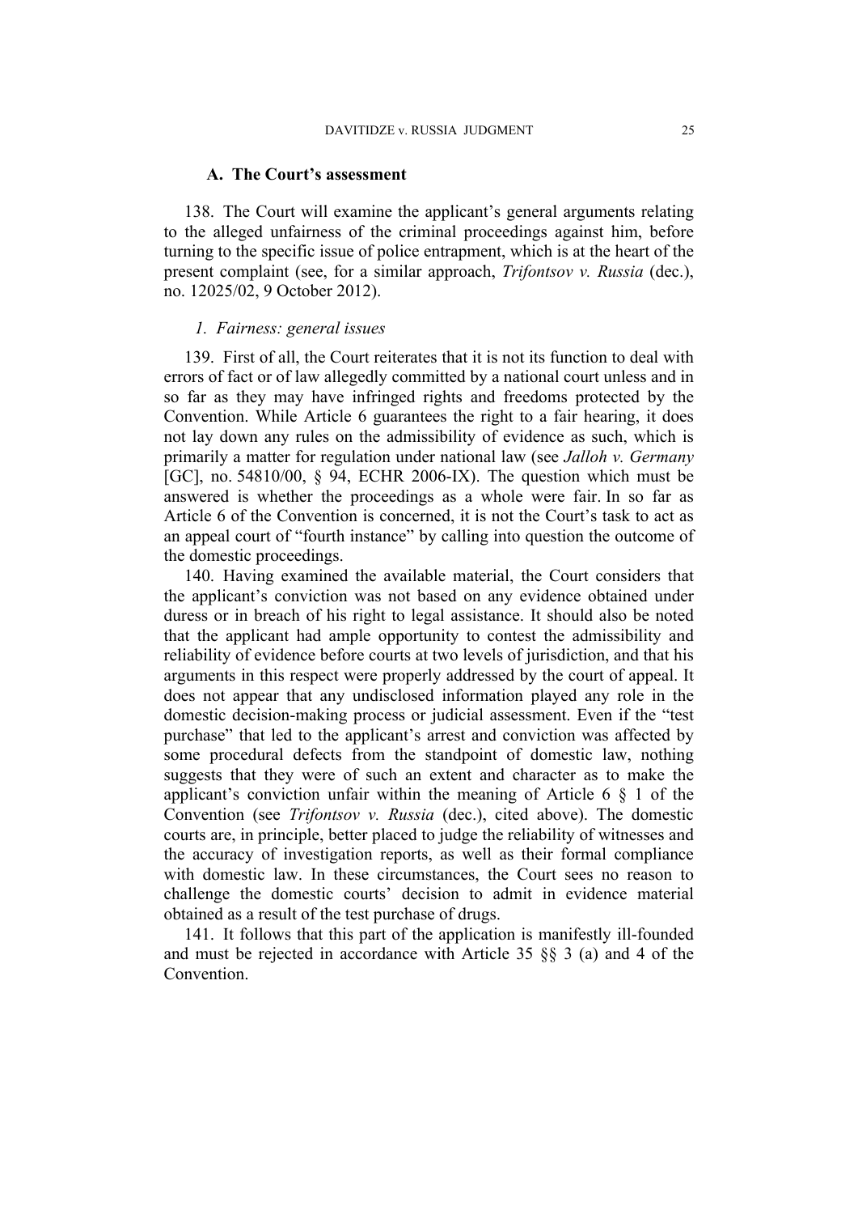### A. The Court's assessment

138. The Court will examine the applicant's general arguments relating to the alleged unfairness of the criminal proceedings against him, before turning to the specific issue of police entrapment, which is at the heart of the present complaint (see, for a similar approach, *Trifontsov v. Russia* (dec.), no. 12025/02, 9 October 2012).

#### *1. Fairness: general issues*

139. First of all, the Court reiterates that it is not its function to deal with errors of fact or of law allegedly committed by a national court unless and in so far as they may have infringed rights and freedoms protected by the Convention. While Article 6 guarantees the right to a fair hearing, it does not lay down any rules on the admissibility of evidence as such, which is primarily a matter for regulation under national law (see *Jalloh v. Germany* [GC], no. 54810/00, § 94, ECHR 2006-IX). The question which must be answered is whether the proceedings as a whole were fair. In so far as Article 6 of the Convention is concerned, it is not the Court's task to act as an appeal court of "fourth instance" by calling into question the outcome of the domestic proceedings.

140. Having examined the available material, the Court considers that the applicant's conviction was not based on any evidence obtained under duress or in breach of his right to legal assistance. It should also be noted that the applicant had ample opportunity to contest the admissibility and reliability of evidence before courts at two levels of jurisdiction, and that his arguments in this respect were properly addressed by the court of appeal. It does not appear that any undisclosed information played any role in the domestic decision-making process or judicial assessment. Even if the "test purchase" that led to the applicant's arrest and conviction was affected by some procedural defects from the standpoint of domestic law, nothing suggests that they were of such an extent and character as to make the applicant's conviction unfair within the meaning of Article 6 § 1 of the Convention (see *Trifontsov v. Russia* (dec.), cited above). The domestic courts are, in principle, better placed to judge the reliability of witnesses and the accuracy of investigation reports, as well as their formal compliance with domestic law. In these circumstances, the Court sees no reason to challenge the domestic courts' decision to admit in evidence material obtained as a result of the test purchase of drugs.

141. It follows that this part of the application is manifestly ill-founded and must be rejected in accordance with Article 35 §§ 3 (a) and 4 of the Convention.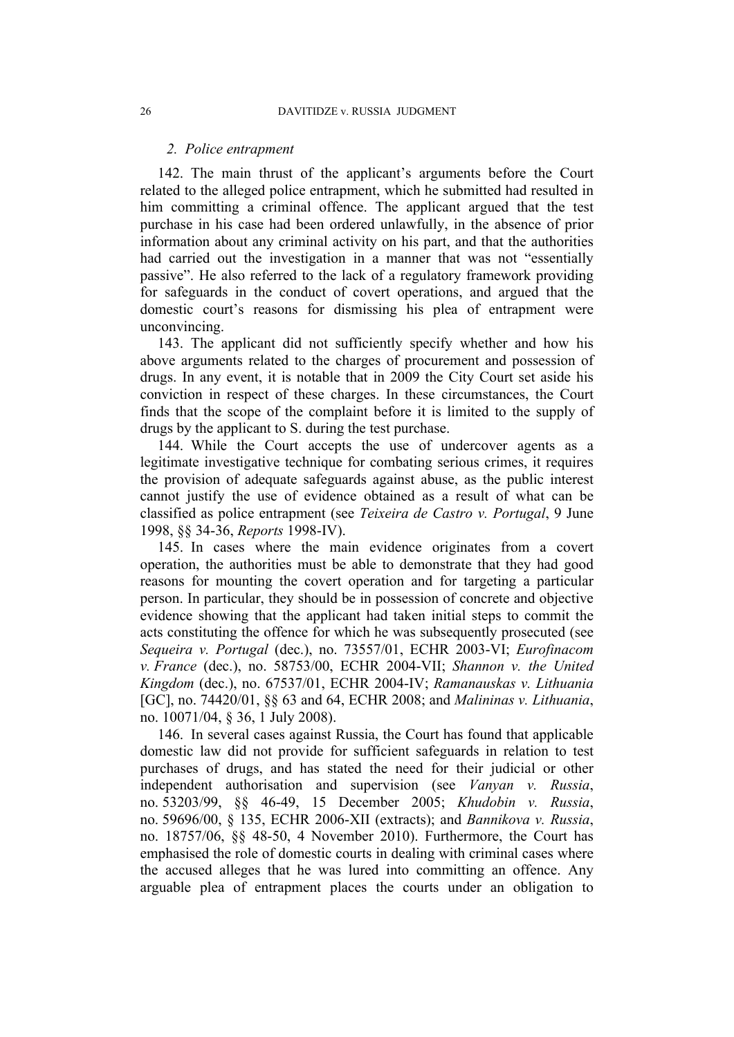## *2. Police entrapment*

142. The main thrust of the applicant's arguments before the Court related to the alleged police entrapment, which he submitted had resulted in him committing a criminal offence. The applicant argued that the test purchase in his case had been ordered unlawfully, in the absence of prior information about any criminal activity on his part, and that the authorities had carried out the investigation in a manner that was not "essentially passive". He also referred to the lack of a regulatory framework providing for safeguards in the conduct of covert operations, and argued that the domestic court's reasons for dismissing his plea of entrapment were unconvincing.

143. The applicant did not sufficiently specify whether and how his above arguments related to the charges of procurement and possession of drugs. In any event, it is notable that in 2009 the City Court set aside his conviction in respect of these charges. In these circumstances, the Court finds that the scope of the complaint before it is limited to the supply of drugs by the applicant to S. during the test purchase.

144. While the Court accepts the use of undercover agents as a legitimate investigative technique for combating serious crimes, it requires the provision of adequate safeguards against abuse, as the public interest cannot justify the use of evidence obtained as a result of what can be classified as police entrapment (see *Teixeira de Castro v. Portugal*, 9 June 1998, §§ 34-36, *Reports* 1998-IV).

145. In cases where the main evidence originates from a covert operation, the authorities must be able to demonstrate that they had good reasons for mounting the covert operation and for targeting a particular person. In particular, they should be in possession of concrete and objective evidence showing that the applicant had taken initial steps to commit the acts constituting the offence for which he was subsequently prosecuted (see *Sequeira v. Portugal* (dec.), no. 73557/01, ECHR 2003-VI; *Eurofinacom v. France* (dec.), no. 58753/00, ECHR 2004-VII; *Shannon v. the United Kingdom* (dec.), no. 67537/01, ECHR 2004-IV; *Ramanauskas v. Lithuania* [GC], no. 74420/01, §§ 63 and 64, ECHR 2008; and *Malininas v. Lithuania*, no. 10071/04, § 36, 1 July 2008).

146. In several cases against Russia, the Court has found that applicable domestic law did not provide for sufficient safeguards in relation to test purchases of drugs, and has stated the need for their judicial or other independent authorisation and supervision (see *Vanyan v. Russia*, no. 53203/99, §§ 46-49, 15 December 2005; *Khudobin v. Russia*, no. 59696/00, § 135, ECHR 2006-XII (extracts); and *Bannikova v. Russia*, no. 18757/06, §§ 48-50, 4 November 2010). Furthermore, the Court has emphasised the role of domestic courts in dealing with criminal cases where the accused alleges that he was lured into committing an offence. Any arguable plea of entrapment places the courts under an obligation to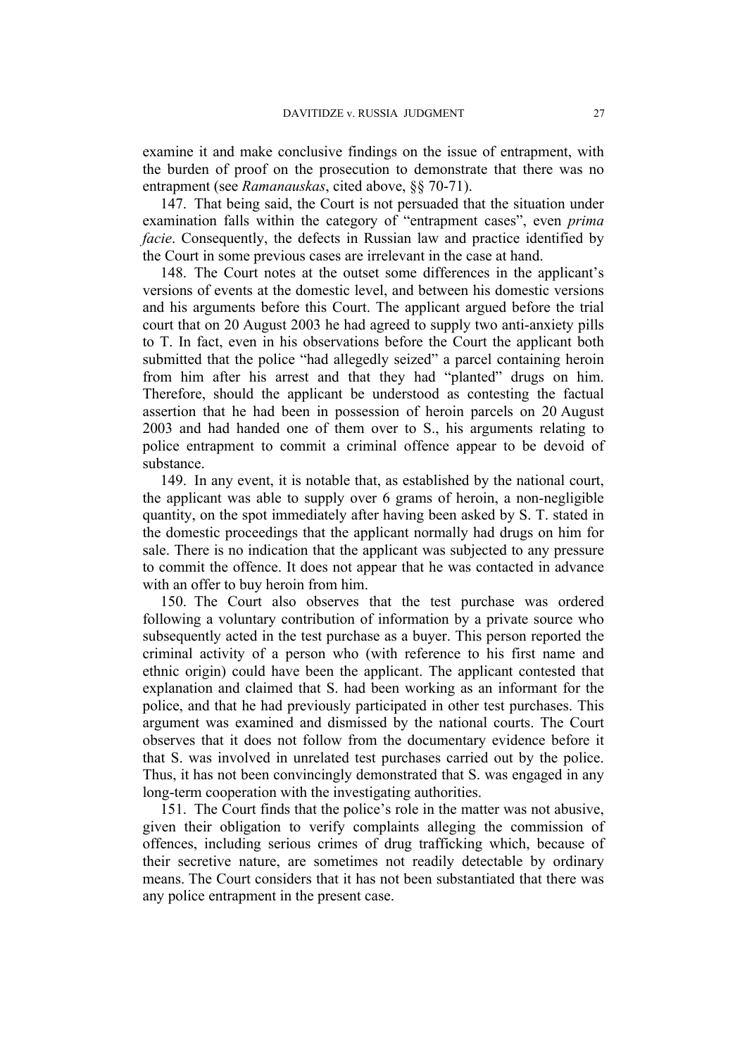examine it and make conclusive findings on the issue of entrapment, with the burden of proof on the prosecution to demonstrate that there was no entrapment (see *Ramanauskas*, cited above, §§ 70-71).

147. That being said, the Court is not persuaded that the situation under examination falls within the category of "entrapment cases", even *prima facie*. Consequently, the defects in Russian law and practice identified by the Court in some previous cases are irrelevant in the case at hand.

148. The Court notes at the outset some differences in the applicant's versions of events at the domestic level, and between his domestic versions and his arguments before this Court. The applicant argued before the trial court that on 20 August 2003 he had agreed to supply two anti-anxiety pills to T. In fact, even in his observations before the Court the applicant both submitted that the police "had allegedly seized" a parcel containing heroin from him after his arrest and that they had "planted" drugs on him. Therefore, should the applicant be understood as contesting the factual assertion that he had been in possession of heroin parcels on 20 August 2003 and had handed one of them over to S., his arguments relating to police entrapment to commit a criminal offence appear to be devoid of substance.

149. In any event, it is notable that, as established by the national court, the applicant was able to supply over 6 grams of heroin, a non-negligible quantity, on the spot immediately after having been asked by S. T. stated in the domestic proceedings that the applicant normally had drugs on him for sale. There is no indication that the applicant was subjected to any pressure to commit the offence. It does not appear that he was contacted in advance with an offer to buy heroin from him.

150. The Court also observes that the test purchase was ordered following a voluntary contribution of information by a private source who subsequently acted in the test purchase as a buyer. This person reported the criminal activity of a person who (with reference to his first name and ethnic origin) could have been the applicant. The applicant contested that explanation and claimed that S. had been working as an informant for the police, and that he had previously participated in other test purchases. This argument was examined and dismissed by the national courts. The Court observes that it does not follow from the documentary evidence before it that S. was involved in unrelated test purchases carried out by the police. Thus, it has not been convincingly demonstrated that S. was engaged in any long-term cooperation with the investigating authorities.

151. The Court finds that the police's role in the matter was not abusive, given their obligation to verify complaints alleging the commission of offences, including serious crimes of drug trafficking which, because of their secretive nature, are sometimes not readily detectable by ordinary means. The Court considers that it has not been substantiated that there was any police entrapment in the present case.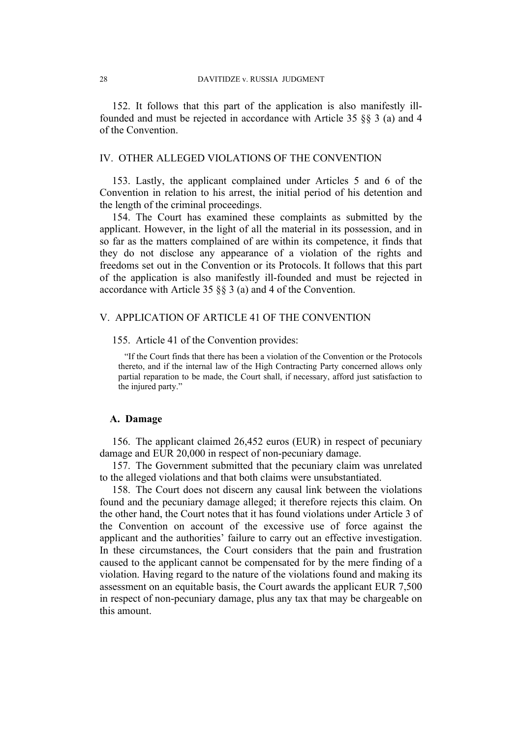152. It follows that this part of the application is also manifestly ill-founded and must be rejected in accordance with Article 35 §§ 3 (a) and 4 of the Convention.

## IV. OTHER ALLEGED VIOLATIONS OF THE CONVENTION

153. Lastly, the applicant complained under Articles 5 and 6 of the Convention in relation to his arrest, the initial period of his detention and the length of the criminal proceedings.

154. The Court has examined these complaints as submitted by the applicant. However, in the light of all the material in its possession, and in so far as the matters complained of are within its competence, it finds that they do not disclose any appearance of a violation of the rights and freedoms set out in the Convention or its Protocols. It follows that this part of the application is also manifestly ill-founded and must be rejected in accordance with Article 35 §§ 3 (a) and 4 of the Convention.

## V. APPLICATION OF ARTICLE 41 OF THE CONVENTION

155. Article 41 of the Convention provides:

> "If the Court finds that there has been a violation of the Convention or the Protocols thereto, and if the internal law of the High Contracting Party concerned allows only partial reparation to be made, the Court shall, if necessary, afford just satisfaction to the injured party."

### A. Damage

156. The applicant claimed 26,452 euros (EUR) in respect of pecuniary damage and EUR 20,000 in respect of non-pecuniary damage.

157. The Government submitted that the pecuniary claim was unrelated to the alleged violations and that both claims were unsubstantiated.

158. The Court does not discern any causal link between the violations found and the pecuniary damage alleged; it therefore rejects this claim. On the other hand, the Court notes that it has found violations under Article 3 of the Convention on account of the excessive use of force against the applicant and the authorities' failure to carry out an effective investigation. In these circumstances, the Court considers that the pain and frustration caused to the applicant cannot be compensated for by the mere finding of a violation. Having regard to the nature of the violations found and making its assessment on an equitable basis, the Court awards the applicant EUR 7,500 in respect of non-pecuniary damage, plus any tax that may be chargeable on this amount.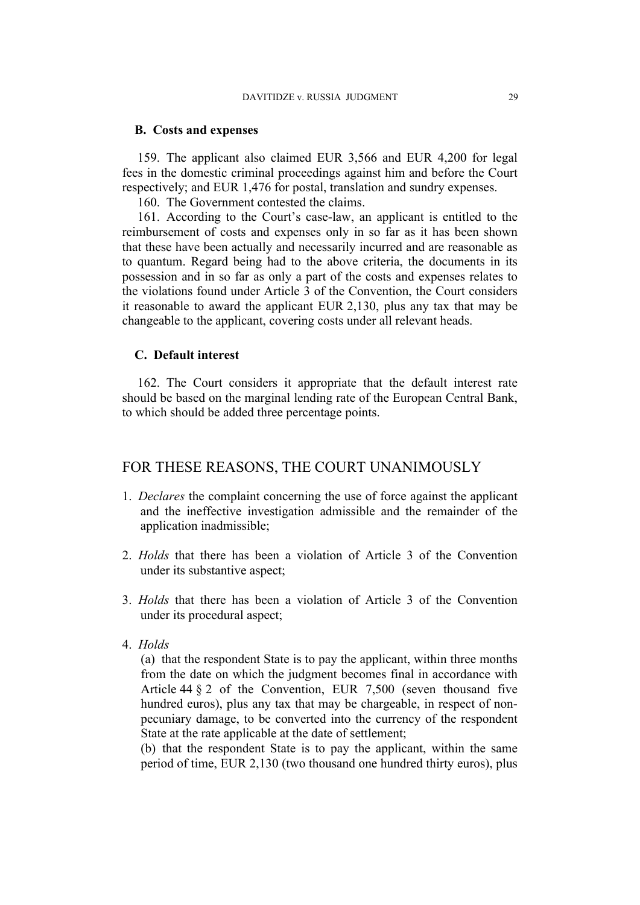### B. Costs and expenses

159. The applicant also claimed EUR 3,566 and EUR 4,200 for legal fees in the domestic criminal proceedings against him and before the Court respectively; and EUR 1,476 for postal, translation and sundry expenses.

160. The Government contested the claims.

161. According to the Court's case-law, an applicant is entitled to the reimbursement of costs and expenses only in so far as it has been shown that these have been actually and necessarily incurred and are reasonable as to quantum. Regard being had to the above criteria, the documents in its possession and in so far as only a part of the costs and expenses relates to the violations found under Article 3 of the Convention, the Court considers it reasonable to award the applicant EUR 2,130, plus any tax that may be changeable to the applicant, covering costs under all relevant heads.

### C. Default interest

162. The Court considers it appropriate that the default interest rate should be based on the marginal lending rate of the European Central Bank, to which should be added three percentage points.

## FOR THESE REASONS, THE COURT UNANIMOUSLY

1. *Declares* the complaint concerning the use of force against the applicant and the ineffective investigation admissible and the remainder of the application inadmissible;

2. *Holds* that there has been a violation of Article 3 of the Convention under its substantive aspect;

3. *Holds* that there has been a violation of Article 3 of the Convention under its procedural aspect;

4. *Holds*
   (a) that the respondent State is to pay the applicant, within three months from the date on which the judgment becomes final in accordance with Article 44 § 2 of the Convention, EUR 7,500 (seven thousand five hundred euros), plus any tax that may be chargeable, in respect of non-pecuniary damage, to be converted into the currency of the respondent State at the rate applicable at the date of settlement;
   (b) that the respondent State is to pay the applicant, within the same period of time, EUR 2,130 (two thousand one hundred thirty euros), plus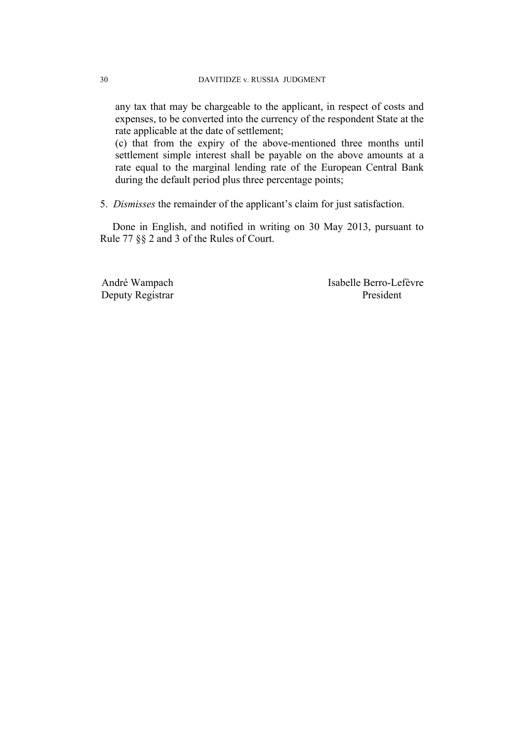any tax that may be chargeable to the applicant, in respect of costs and expenses, to be converted into the currency of the respondent State at the rate applicable at the date of settlement;

(c) that from the expiry of the above-mentioned three months until settlement simple interest shall be payable on the above amounts at a rate equal to the marginal lending rate of the European Central Bank during the default period plus three percentage points;

5. *Dismisses* the remainder of the applicant's claim for just satisfaction.

Done in English, and notified in writing on 30 May 2013, pursuant to Rule 77 §§ 2 and 3 of the Rules of Court.

André Wampach
Deputy Registrar

Isabelle Berro-Lefèvre
President